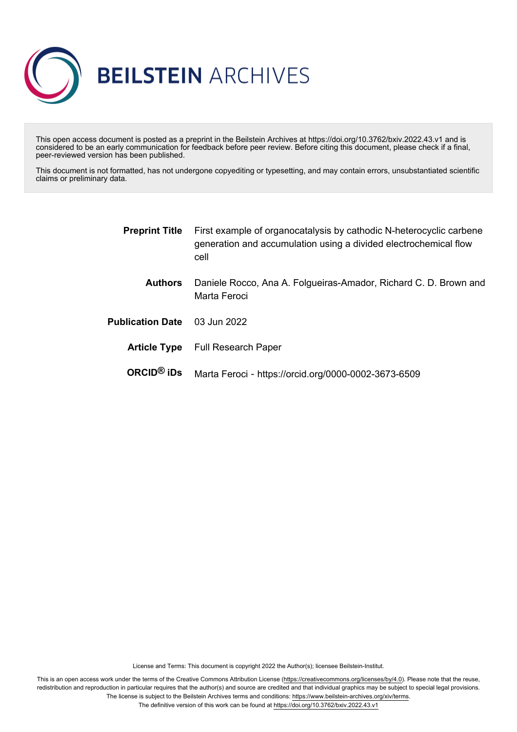# BEILSTEIN ARCHIVES

This open access document is posted as a preprint in the Beilstein Archives at https://doi.org/10.3762/bxiv.2022.43.v1 and is considered to be an early communication for feedback before peer review. Before citing this document, please check if a final, peer-reviewed version has been published.

This document is not formatted, has not undergone copyediting or typesetting, and may contain errors, unsubstantiated scientific claims or preliminary data.

**Preprint Title** First example of organocatalysis by cathodic N-heterocyclic carbene generation and accumulation using a divided electrochemical flow cell

**Authors** Daniele Rocco, Ana A. Folgueiras-Amador, Richard C. D. Brown and Marta Feroci

**Publication Date** 03 Jun 2022

**Article Type** Full Research Paper

**ORCID® iDs** Marta Feroci - https://orcid.org/0000-0002-3673-6509

License and Terms: This document is copyright 2022 the Author(s); licensee Beilstein-Institut.

This is an open access work under the terms of the Creative Commons Attribution License (https://creativecommons.org/licenses/by/4.0). Please note that the reuse, redistribution and reproduction in particular requires that the author(s) and source are credited and that individual graphics may be subject to special legal provisions. The license is subject to the Beilstein Archives terms and conditions: https://www.beilstein-archives.org/xiv/terms.
The definitive version of this work can be found at https://doi.org/10.3762/bxiv.2022.43.v1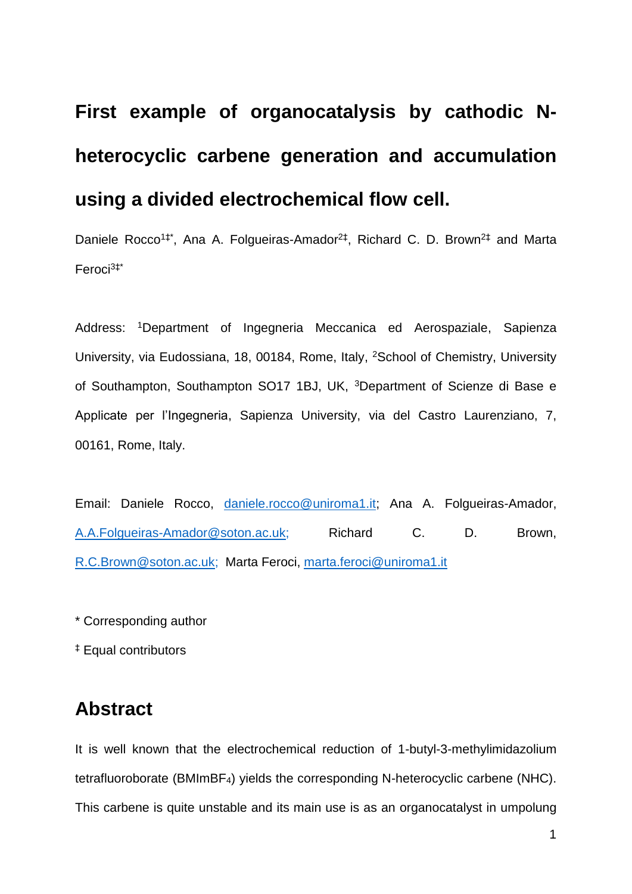# First example of organocatalysis by cathodic N-heterocyclic carbene generation and accumulation using a divided electrochemical flow cell.

Daniele Rocco[1‡*], Ana A. Folgueiras-Amador[2‡], Richard C. D. Brown[2‡] and Marta Feroci[3‡*]

Address: [1]Department of Ingegneria Meccanica ed Aerospaziale, Sapienza University, via Eudossiana, 18, 00184, Rome, Italy, [2]School of Chemistry, University of Southampton, Southampton SO17 1BJ, UK, [3]Department of Scienze di Base e Applicate per l'Ingegneria, Sapienza University, via del Castro Laurenziano, 7, 00161, Rome, Italy.

Email: Daniele Rocco, daniele.rocco@uniroma1.it; Ana A. Folgueiras-Amador, A.A.Folgueiras-Amador@soton.ac.uk; Richard C. D. Brown, R.C.Brown@soton.ac.uk; Marta Feroci, marta.feroci@uniroma1.it

* Corresponding author

‡ Equal contributors

## Abstract

It is well known that the electrochemical reduction of 1-butyl-3-methylimidazolium tetrafluoroborate ($BMImBF_4$) yields the corresponding N-heterocyclic carbene (NHC). This carbene is quite unstable and its main use is as an organocatalyst in umpolung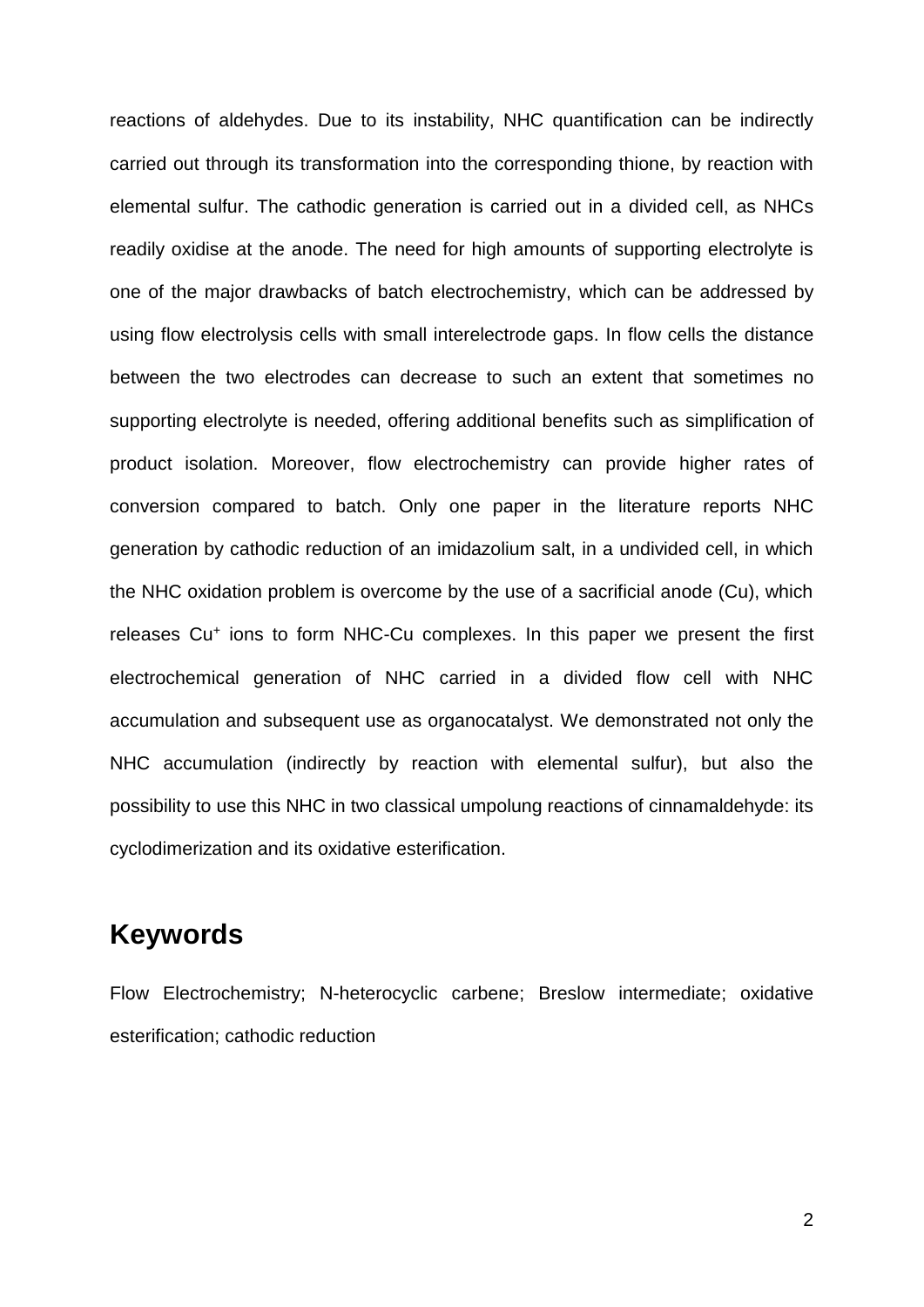reactions of aldehydes. Due to its instability, NHC quantification can be indirectly carried out through its transformation into the corresponding thione, by reaction with elemental sulfur. The cathodic generation is carried out in a divided cell, as NHCs readily oxidise at the anode. The need for high amounts of supporting electrolyte is one of the major drawbacks of batch electrochemistry, which can be addressed by using flow electrolysis cells with small interelectrode gaps. In flow cells the distance between the two electrodes can decrease to such an extent that sometimes no supporting electrolyte is needed, offering additional benefits such as simplification of product isolation. Moreover, flow electrochemistry can provide higher rates of conversion compared to batch. Only one paper in the literature reports NHC generation by cathodic reduction of an imidazolium salt, in a undivided cell, in which the NHC oxidation problem is overcome by the use of a sacrificial anode (Cu), which releases $Cu^{+}$ ions to form NHC-Cu complexes. In this paper we present the first electrochemical generation of NHC carried in a divided flow cell with NHC accumulation and subsequent use as organocatalyst. We demonstrated not only the NHC accumulation (indirectly by reaction with elemental sulfur), but also the possibility to use this NHC in two classical umpolung reactions of cinnamaldehyde: its cyclodimerization and its oxidative esterification.

## Keywords

Flow Electrochemistry; N-heterocyclic carbene; Breslow intermediate; oxidative esterification; cathodic reduction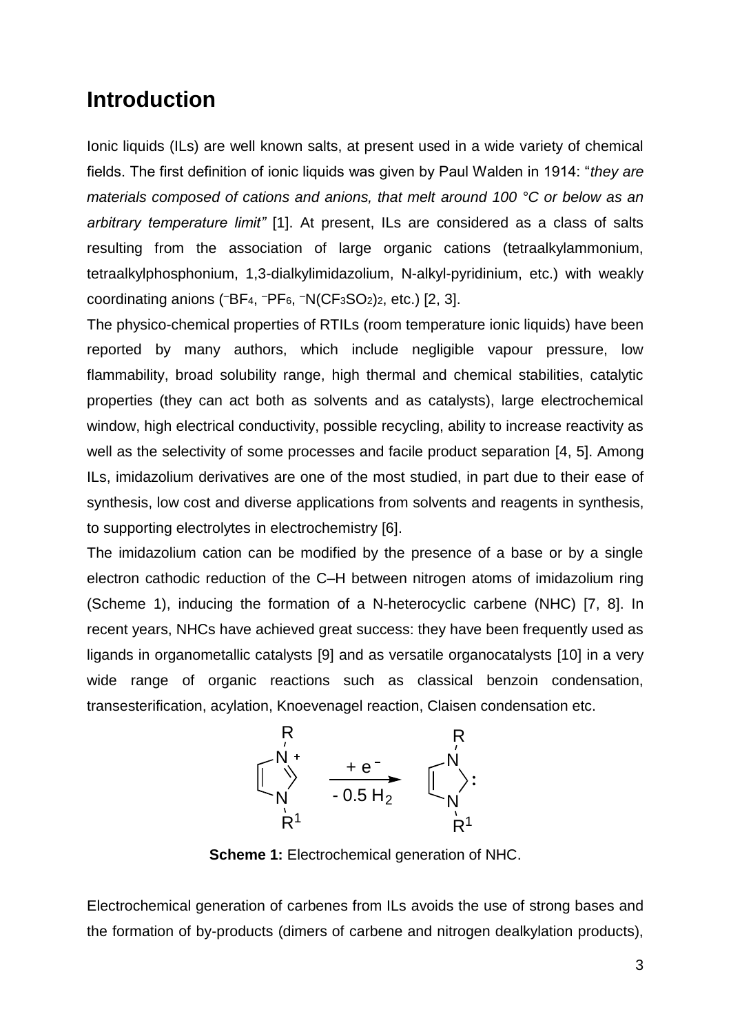## Introduction

Ionic liquids (ILs) are well known salts, at present used in a wide variety of chemical fields. The first definition of ionic liquids was given by Paul Walden in 1914: "*they are materials composed of cations and anions, that melt around 100 °C or below as an arbitrary temperature limit"* [1]. At present, ILs are considered as a class of salts resulting from the association of large organic cations (tetraalkylammonium, tetraalkylphosphonium, 1,3-dialkylimidazolium, N-alkyl-pyridinium, etc.) with weakly coordinating anions ($^{-}BF_4$, $^{-}PF_6$, $^{-}N(CF_3SO_2)_2$, etc.) [2, 3].

The physico-chemical properties of RTILs (room temperature ionic liquids) have been reported by many authors, which include negligible vapour pressure, low flammability, broad solubility range, high thermal and chemical stabilities, catalytic properties (they can act both as solvents and as catalysts), large electrochemical window, high electrical conductivity, possible recycling, ability to increase reactivity as well as the selectivity of some processes and facile product separation [4, 5]. Among ILs, imidazolium derivatives are one of the most studied, in part due to their ease of synthesis, low cost and diverse applications from solvents and reagents in synthesis, to supporting electrolytes in electrochemistry [6].

The imidazolium cation can be modified by the presence of a base or by a single electron cathodic reduction of the C–H between nitrogen atoms of imidazolium ring (Scheme 1), inducing the formation of a N-heterocyclic carbene (NHC) [7, 8]. In recent years, NHCs have achieved great success: they have been frequently used as ligands in organometallic catalysts [9] and as versatile organocatalysts [10] in a very wide range of organic reactions such as classical benzoin condensation, transesterification, acylation, Knoevenagel reaction, Claisen condensation etc.

$$\text{Imidazolium}(R, R^1)^+ \xrightarrow[-\,0.5\,H_2]{+\,e^-} \text{NHC}(R, R^1)$$

**Scheme 1:** Electrochemical generation of NHC.

Electrochemical generation of carbenes from ILs avoids the use of strong bases and the formation of by-products (dimers of carbene and nitrogen dealkylation products),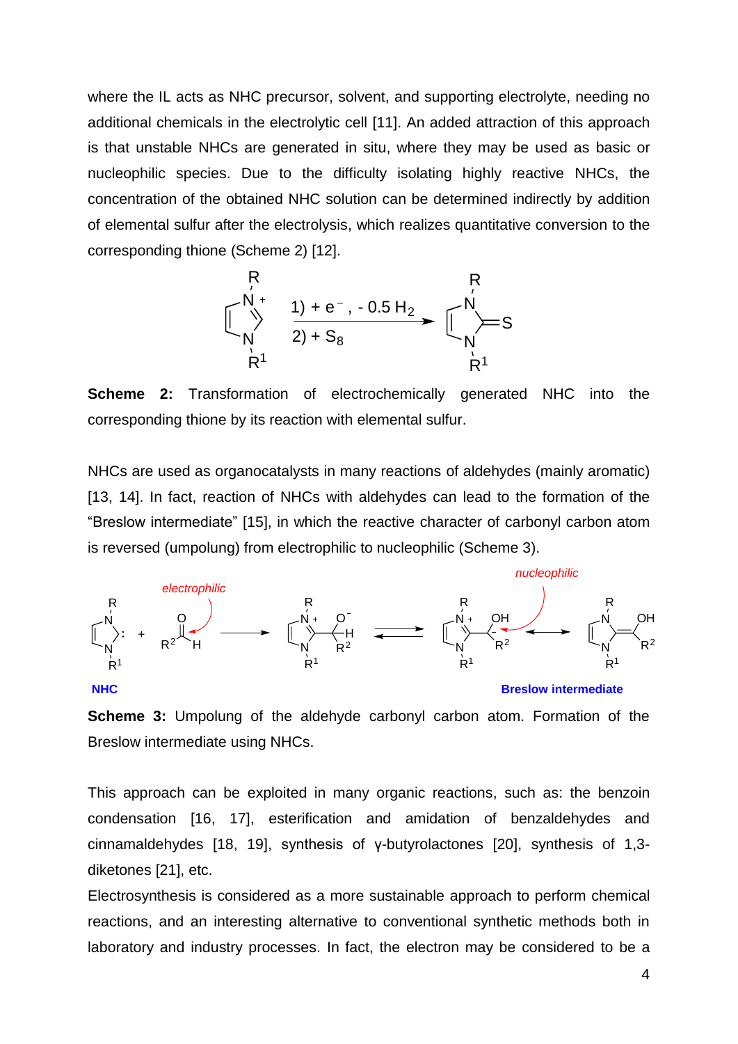where the IL acts as NHC precursor, solvent, and supporting electrolyte, needing no additional chemicals in the electrolytic cell [11]. An added attraction of this approach is that unstable NHCs are generated in situ, where they may be used as basic or nucleophilic species. Due to the difficulty isolating highly reactive NHCs, the concentration of the obtained NHC solution can be determined indirectly by addition of elemental sulfur after the electrolysis, which realizes quantitative conversion to the corresponding thione (Scheme 2) [12].

**Scheme 2:** Transformation of electrochemically generated NHC into the corresponding thione by its reaction with elemental sulfur.

NHCs are used as organocatalysts in many reactions of aldehydes (mainly aromatic) [13, 14]. In fact, reaction of NHCs with aldehydes can lead to the formation of the "Breslow intermediate" [15], in which the reactive character of carbonyl carbon atom is reversed (umpolung) from electrophilic to nucleophilic (Scheme 3).

**Scheme 3:** Umpolung of the aldehyde carbonyl carbon atom. Formation of the Breslow intermediate using NHCs.

This approach can be exploited in many organic reactions, such as: the benzoin condensation [16, 17], esterification and amidation of benzaldehydes and cinnamaldehydes [18, 19], synthesis of γ-butyrolactones [20], synthesis of 1,3-diketones [21], etc.

Electrosynthesis is considered as a more sustainable approach to perform chemical reactions, and an interesting alternative to conventional synthetic methods both in laboratory and industry processes. In fact, the electron may be considered to be a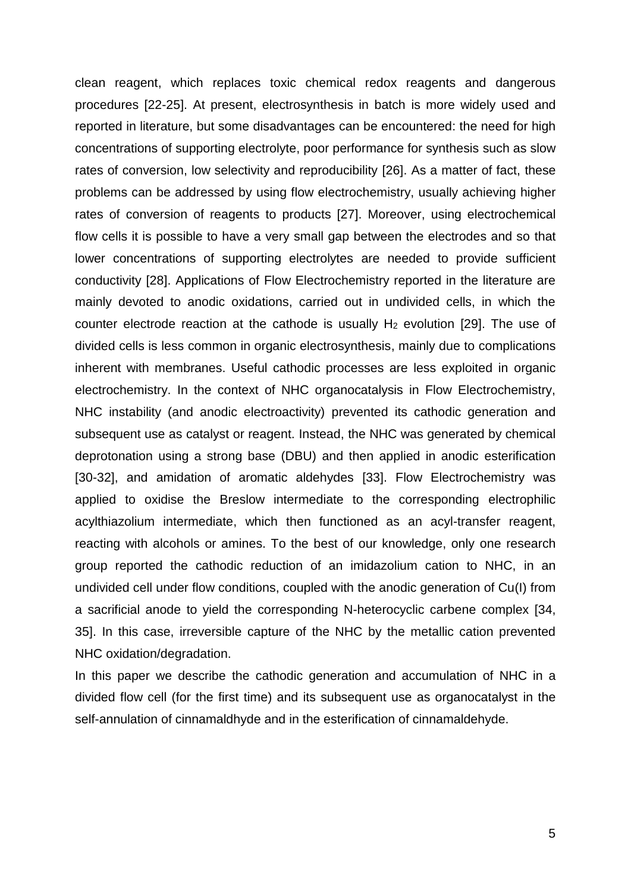clean reagent, which replaces toxic chemical redox reagents and dangerous procedures [22-25]. At present, electrosynthesis in batch is more widely used and reported in literature, but some disadvantages can be encountered: the need for high concentrations of supporting electrolyte, poor performance for synthesis such as slow rates of conversion, low selectivity and reproducibility [26]. As a matter of fact, these problems can be addressed by using flow electrochemistry, usually achieving higher rates of conversion of reagents to products [27]. Moreover, using electrochemical flow cells it is possible to have a very small gap between the electrodes and so that lower concentrations of supporting electrolytes are needed to provide sufficient conductivity [28]. Applications of Flow Electrochemistry reported in the literature are mainly devoted to anodic oxidations, carried out in undivided cells, in which the counter electrode reaction at the cathode is usually $H_2$ evolution [29]. The use of divided cells is less common in organic electrosynthesis, mainly due to complications inherent with membranes. Useful cathodic processes are less exploited in organic electrochemistry. In the context of NHC organocatalysis in Flow Electrochemistry, NHC instability (and anodic electroactivity) prevented its cathodic generation and subsequent use as catalyst or reagent. Instead, the NHC was generated by chemical deprotonation using a strong base (DBU) and then applied in anodic esterification [30-32], and amidation of aromatic aldehydes [33]. Flow Electrochemistry was applied to oxidise the Breslow intermediate to the corresponding electrophilic acylthiazolium intermediate, which then functioned as an acyl-transfer reagent, reacting with alcohols or amines. To the best of our knowledge, only one research group reported the cathodic reduction of an imidazolium cation to NHC, in an undivided cell under flow conditions, coupled with the anodic generation of Cu(I) from a sacrificial anode to yield the corresponding N-heterocyclic carbene complex [34, 35]. In this case, irreversible capture of the NHC by the metallic cation prevented NHC oxidation/degradation.

In this paper we describe the cathodic generation and accumulation of NHC in a divided flow cell (for the first time) and its subsequent use as organocatalyst in the self-annulation of cinnamaldhyde and in the esterification of cinnamaldehyde.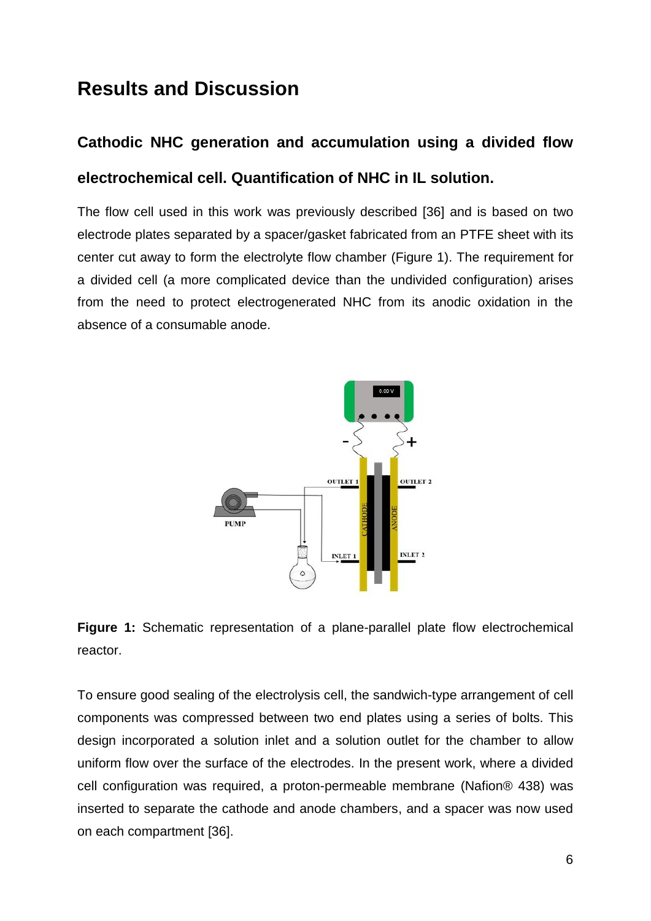## Results and Discussion

### Cathodic NHC generation and accumulation using a divided flow electrochemical cell. Quantification of NHC in IL solution.

The flow cell used in this work was previously described [36] and is based on two electrode plates separated by a spacer/gasket fabricated from an PTFE sheet with its center cut away to form the electrolyte flow chamber (Figure 1). The requirement for a divided cell (a more complicated device than the undivided configuration) arises from the need to protect electrogenerated NHC from its anodic oxidation in the absence of a consumable anode.

**Figure 1:** Schematic representation of a plane-parallel plate flow electrochemical reactor.

To ensure good sealing of the electrolysis cell, the sandwich-type arrangement of cell components was compressed between two end plates using a series of bolts. This design incorporated a solution inlet and a solution outlet for the chamber to allow uniform flow over the surface of the electrodes. In the present work, where a divided cell configuration was required, a proton-permeable membrane (Nafion® 438) was inserted to separate the cathode and anode chambers, and a spacer was now used on each compartment [36].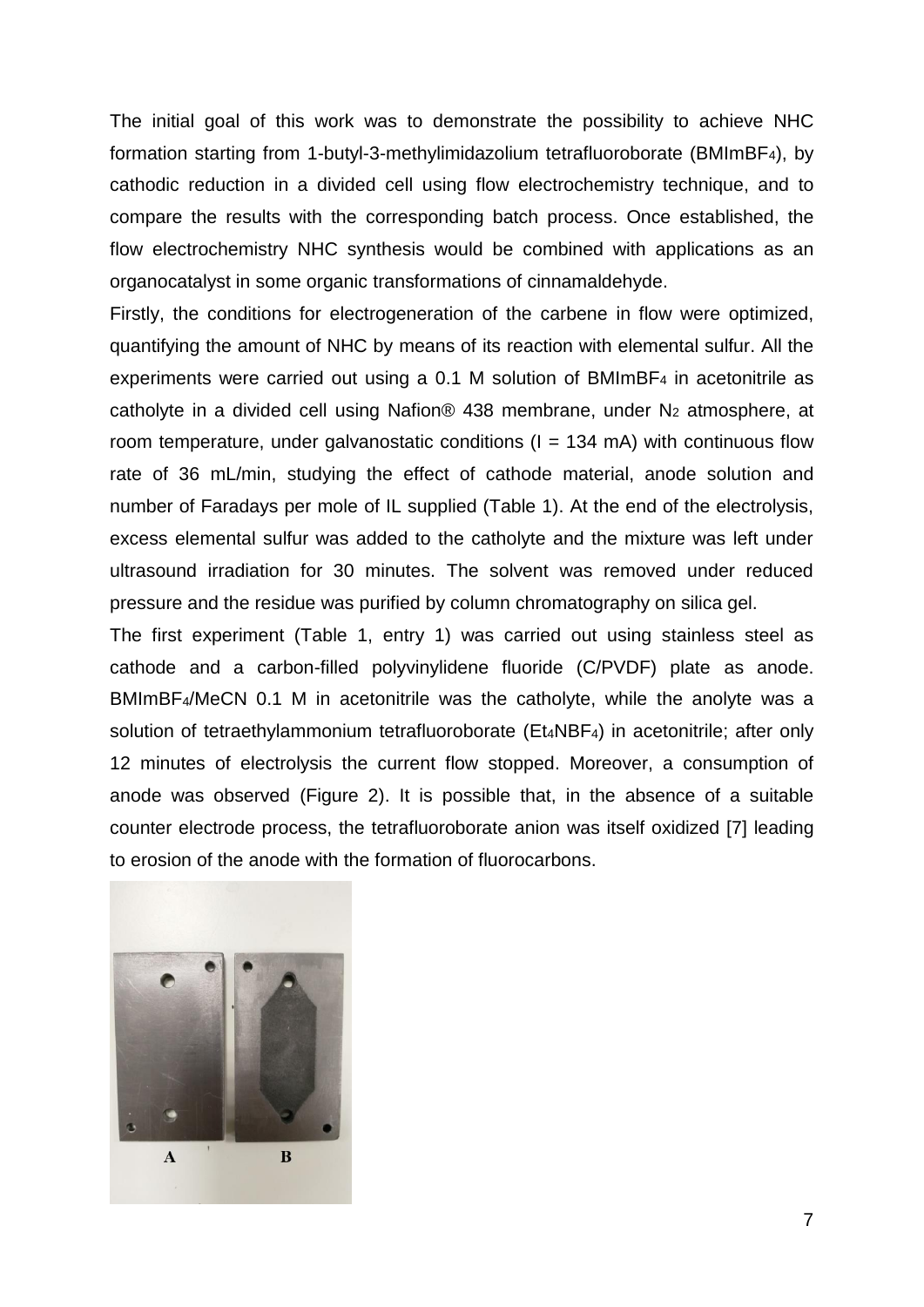The initial goal of this work was to demonstrate the possibility to achieve NHC formation starting from 1-butyl-3-methylimidazolium tetrafluoroborate ($BMImBF_4$), by cathodic reduction in a divided cell using flow electrochemistry technique, and to compare the results with the corresponding batch process. Once established, the flow electrochemistry NHC synthesis would be combined with applications as an organocatalyst in some organic transformations of cinnamaldehyde.

Firstly, the conditions for electrogeneration of the carbene in flow were optimized, quantifying the amount of NHC by means of its reaction with elemental sulfur. All the experiments were carried out using a 0.1 M solution of $BMImBF_4$ in acetonitrile as catholyte in a divided cell using Nafion® 438 membrane, under $N_2$ atmosphere, at room temperature, under galvanostatic conditions (I = 134 mA) with continuous flow rate of 36 mL/min, studying the effect of cathode material, anode solution and number of Faradays per mole of IL supplied (Table 1). At the end of the electrolysis, excess elemental sulfur was added to the catholyte and the mixture was left under ultrasound irradiation for 30 minutes. The solvent was removed under reduced pressure and the residue was purified by column chromatography on silica gel.

The first experiment (Table 1, entry 1) was carried out using stainless steel as cathode and a carbon-filled polyvinylidene fluoride (C/PVDF) plate as anode. $BMImBF_4$/MeCN 0.1 M in acetonitrile was the catholyte, while the anolyte was a solution of tetraethylammonium tetrafluoroborate ($Et_4NBF_4$) in acetonitrile; after only 12 minutes of electrolysis the current flow stopped. Moreover, a consumption of anode was observed (Figure 2). It is possible that, in the absence of a suitable counter electrode process, the tetrafluoroborate anion was itself oxidized [7] leading to erosion of the anode with the formation of fluorocarbons.

A B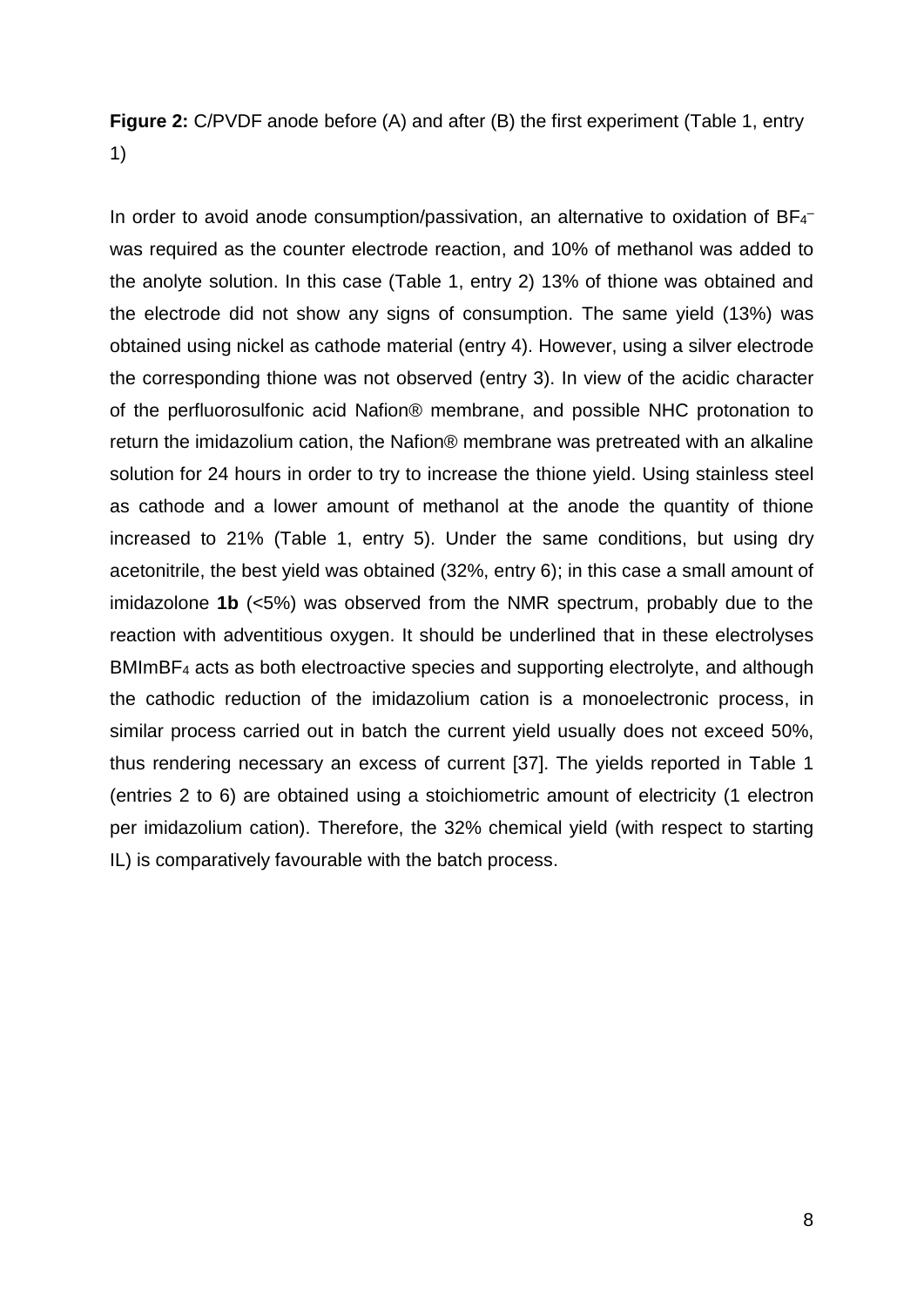**Figure 2:** C/PVDF anode before (A) and after (B) the first experiment (Table 1, entry 1)

In order to avoid anode consumption/passivation, an alternative to oxidation of $BF_4^-$ was required as the counter electrode reaction, and 10% of methanol was added to the anolyte solution. In this case (Table 1, entry 2) 13% of thione was obtained and the electrode did not show any signs of consumption. The same yield (13%) was obtained using nickel as cathode material (entry 4). However, using a silver electrode the corresponding thione was not observed (entry 3). In view of the acidic character of the perfluorosulfonic acid Nafion® membrane, and possible NHC protonation to return the imidazolium cation, the Nafion® membrane was pretreated with an alkaline solution for 24 hours in order to try to increase the thione yield. Using stainless steel as cathode and a lower amount of methanol at the anode the quantity of thione increased to 21% (Table 1, entry 5). Under the same conditions, but using dry acetonitrile, the best yield was obtained (32%, entry 6); in this case a small amount of imidazolone **1b** (<5%) was observed from the NMR spectrum, probably due to the reaction with adventitious oxygen. It should be underlined that in these electrolyses $BMImBF_4$ acts as both electroactive species and supporting electrolyte, and although the cathodic reduction of the imidazolium cation is a monoelectronic process, in similar process carried out in batch the current yield usually does not exceed 50%, thus rendering necessary an excess of current [37]. The yields reported in Table 1 (entries 2 to 6) are obtained using a stoichiometric amount of electricity (1 electron per imidazolium cation). Therefore, the 32% chemical yield (with respect to starting IL) is comparatively favourable with the batch process.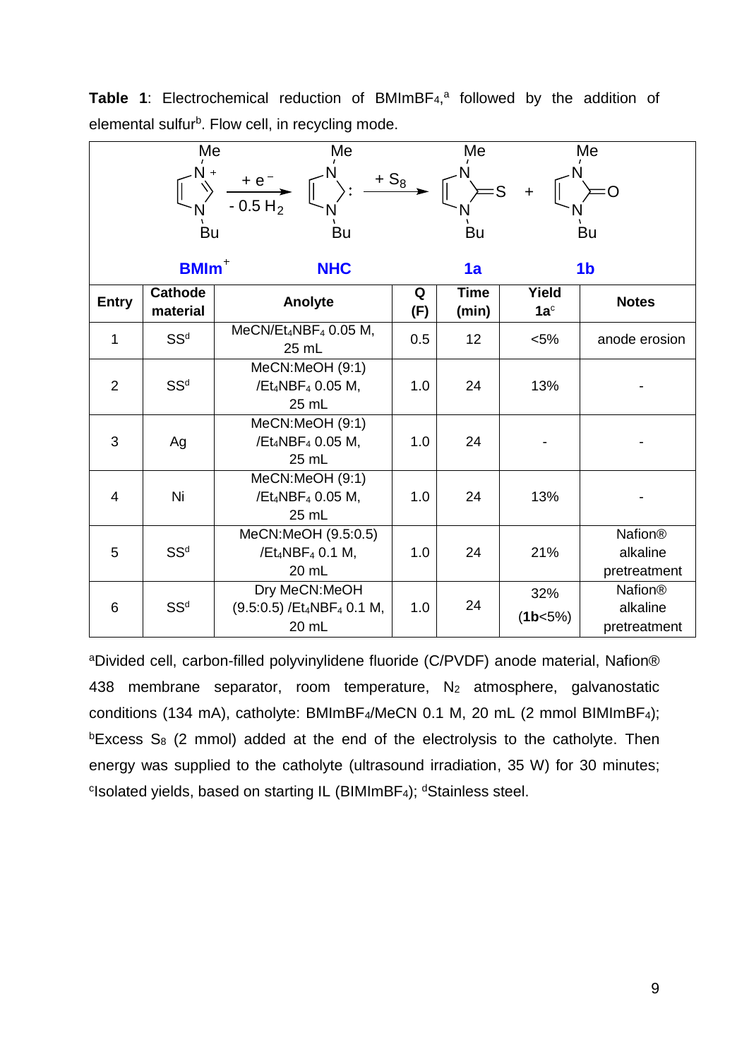**Table 1**: Electrochemical reduction of $BMImBF_4$,[a] followed by the addition of elemental sulfur[b]. Flow cell, in recycling mode.

$$\mathbf{BMIm^+} \xrightarrow[-\,0.5\,H_2]{+\,e^-} \mathbf{NHC} \xrightarrow{+\,S_8} \mathbf{1a} + \mathbf{1b}$$

| Entry | Cathode material | Anolyte | Q (F) | Time (min) | Yield 1a[c] | Notes |
|---|---|---|---|---|---|---|
| 1 | SS[d] | MeCN/$Et_4NBF_4$ 0.05 M, 25 mL | 0.5 | 12 | <5% | anode erosion |
| 2 | SS[d] | MeCN:MeOH (9:1) /$Et_4NBF_4$ 0.05 M, 25 mL | 1.0 | 24 | 13% | - |
| 3 | Ag | MeCN:MeOH (9:1) /$Et_4NBF_4$ 0.05 M, 25 mL | 1.0 | 24 | - | - |
| 4 | Ni | MeCN:MeOH (9:1) /$Et_4NBF_4$ 0.05 M, 25 mL | 1.0 | 24 | 13% | - |
| 5 | SS[d] | MeCN:MeOH (9.5:0.5) /$Et_4NBF_4$ 0.1 M, 20 mL | 1.0 | 24 | 21% | Nafion® alkaline pretreatment |
| 6 | SS[d] | Dry MeCN:MeOH (9.5:0.5) /$Et_4NBF_4$ 0.1 M, 20 mL | 1.0 | 24 | 32% (**1b**<5%) | Nafion® alkaline pretreatment |

[a]Divided cell, carbon-filled polyvinylidene fluoride (C/PVDF) anode material, Nafion® 438 membrane separator, room temperature, $N_2$ atmosphere, galvanostatic conditions (134 mA), catholyte: $BMImBF_4$/MeCN 0.1 M, 20 mL (2 mmol $BIMImBF_4$); [b]Excess $S_8$ (2 mmol) added at the end of the electrolysis to the catholyte. Then energy was supplied to the catholyte (ultrasound irradiation, 35 W) for 30 minutes; [c]Isolated yields, based on starting IL ($BIMImBF_4$); [d]Stainless steel.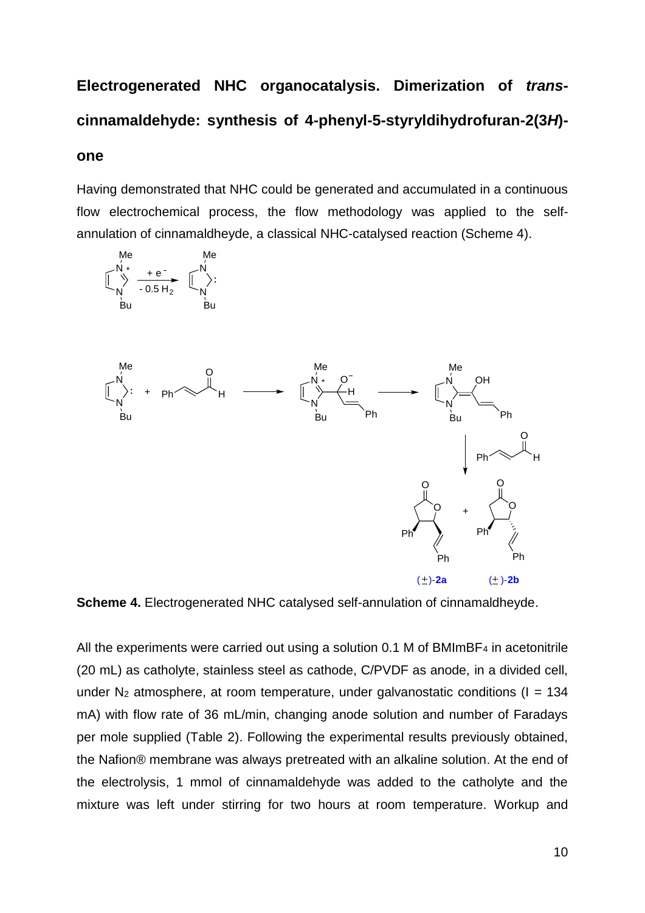## Electrogenerated NHC organocatalysis. Dimerization of *trans*-cinnamaldehyde: synthesis of 4-phenyl-5-styryldihydrofuran-2(3*H*)-one

Having demonstrated that NHC could be generated and accumulated in a continuous flow electrochemical process, the flow methodology was applied to the self-annulation of cinnamaldheyde, a classical NHC-catalysed reaction (Scheme 4).

**Scheme 4.** Electrogenerated NHC catalysed self-annulation of cinnamaldheyde.

All the experiments were carried out using a solution 0.1 M of $BMImBF_4$ in acetonitrile (20 mL) as catholyte, stainless steel as cathode, C/PVDF as anode, in a divided cell, under $N_2$ atmosphere, at room temperature, under galvanostatic conditions (I = 134 mA) with flow rate of 36 mL/min, changing anode solution and number of Faradays per mole supplied (Table 2). Following the experimental results previously obtained, the Nafion® membrane was always pretreated with an alkaline solution. At the end of the electrolysis, 1 mmol of cinnamaldehyde was added to the catholyte and the mixture was left under stirring for two hours at room temperature. Workup and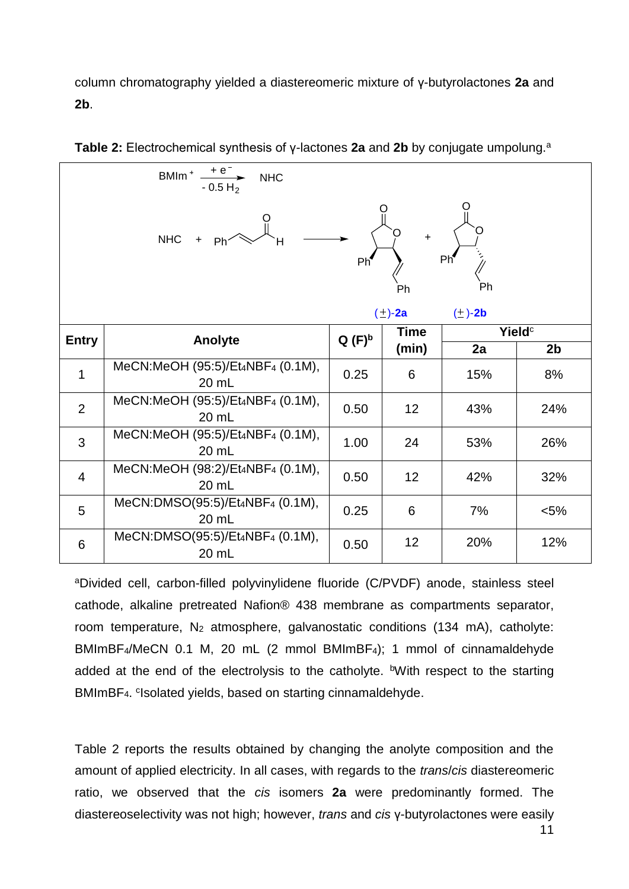column chromatography yielded a diastereomeric mixture of γ-butyrolactones **2a** and **2b**.

**Table 2:** Electrochemical synthesis of γ-lactones **2a** and **2b** by conjugate umpolung.[a]

$$BMIm^+ \xrightarrow[-0.5\ H_2]{+e^-} NHC$$

NHC + Ph–CH=CH–CHO ⟶ (±)-**2a** + (±)-**2b**

| Entry | Anolyte | Q (F)[b] | Time (min) | Yield[c] | |
|---|---|---|---|---|---|
| | | | | 2a | 2b |
| 1 | MeCN:MeOH (95:5)/$Et_4NBF_4$ (0.1M), 20 mL | 0.25 | 6 | 15% | 8% |
| 2 | MeCN:MeOH (95:5)/$Et_4NBF_4$ (0.1M), 20 mL | 0.50 | 12 | 43% | 24% |
| 3 | MeCN:MeOH (95:5)/$Et_4NBF_4$ (0.1M), 20 mL | 1.00 | 24 | 53% | 26% |
| 4 | MeCN:MeOH (98:2)/$Et_4NBF_4$ (0.1M), 20 mL | 0.50 | 12 | 42% | 32% |
| 5 | MeCN:DMSO(95:5)/$Et_4NBF_4$ (0.1M), 20 mL | 0.25 | 6 | 7% | <5% |
| 6 | MeCN:DMSO(95:5)/$Et_4NBF_4$ (0.1M), 20 mL | 0.50 | 12 | 20% | 12% |

[a]Divided cell, carbon-filled polyvinylidene fluoride (C/PVDF) anode, stainless steel cathode, alkaline pretreated Nafion® 438 membrane as compartments separator, room temperature, $N_2$ atmosphere, galvanostatic conditions (134 mA), catholyte: $BMImBF_4$/MeCN 0.1 M, 20 mL (2 mmol $BMImBF_4$); 1 mmol of cinnamaldehyde added at the end of the electrolysis to the catholyte. [b]With respect to the starting $BMImBF_4$. [c]Isolated yields, based on starting cinnamaldehyde.

Table 2 reports the results obtained by changing the anolyte composition and the amount of applied electricity. In all cases, with regards to the *trans*/*cis* diastereomeric ratio, we observed that the *cis* isomers **2a** were predominantly formed. The diastereoselectivity was not high; however, *trans* and *cis* γ-butyrolactones were easily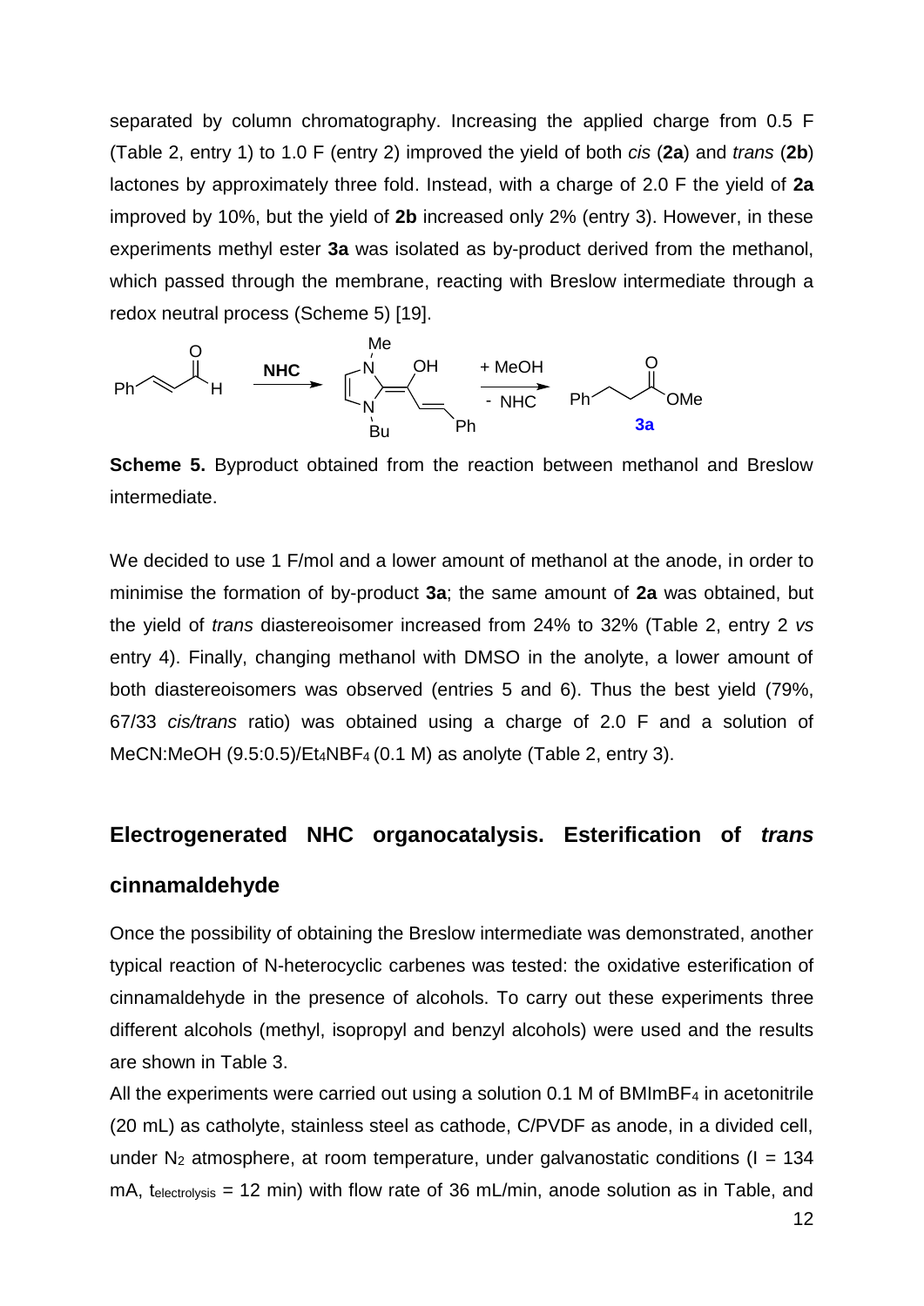separated by column chromatography. Increasing the applied charge from 0.5 F (Table 2, entry 1) to 1.0 F (entry 2) improved the yield of both *cis* (**2a**) and *trans* (**2b**) lactones by approximately three fold. Instead, with a charge of 2.0 F the yield of **2a** improved by 10%, but the yield of **2b** increased only 2% (entry 3). However, in these experiments methyl ester **3a** was isolated as by-product derived from the methanol, which passed through the membrane, reacting with Breslow intermediate through a redox neutral process (Scheme 5) [19].

**Scheme 5.** Byproduct obtained from the reaction between methanol and Breslow intermediate.

We decided to use 1 F/mol and a lower amount of methanol at the anode, in order to minimise the formation of by-product **3a**; the same amount of **2a** was obtained, but the yield of *trans* diastereoisomer increased from 24% to 32% (Table 2, entry 2 *vs* entry 4). Finally, changing methanol with DMSO in the anolyte, a lower amount of both diastereoisomers was observed (entries 5 and 6). Thus the best yield (79%, 67/33 *cis/trans* ratio) was obtained using a charge of 2.0 F and a solution of MeCN:MeOH (9.5:0.5)/$Et_4NBF_4$ (0.1 M) as anolyte (Table 2, entry 3).

## Electrogenerated NHC organocatalysis. Esterification of *trans* cinnamaldehyde

Once the possibility of obtaining the Breslow intermediate was demonstrated, another typical reaction of N-heterocyclic carbenes was tested: the oxidative esterification of cinnamaldehyde in the presence of alcohols. To carry out these experiments three different alcohols (methyl, isopropyl and benzyl alcohols) were used and the results are shown in Table 3.

All the experiments were carried out using a solution 0.1 M of $BMImBF_4$ in acetonitrile (20 mL) as catholyte, stainless steel as cathode, C/PVDF as anode, in a divided cell, under $N_2$ atmosphere, at room temperature, under galvanostatic conditions (I = 134 mA, $t_{electrolysis}$ = 12 min) with flow rate of 36 mL/min, anode solution as in Table, and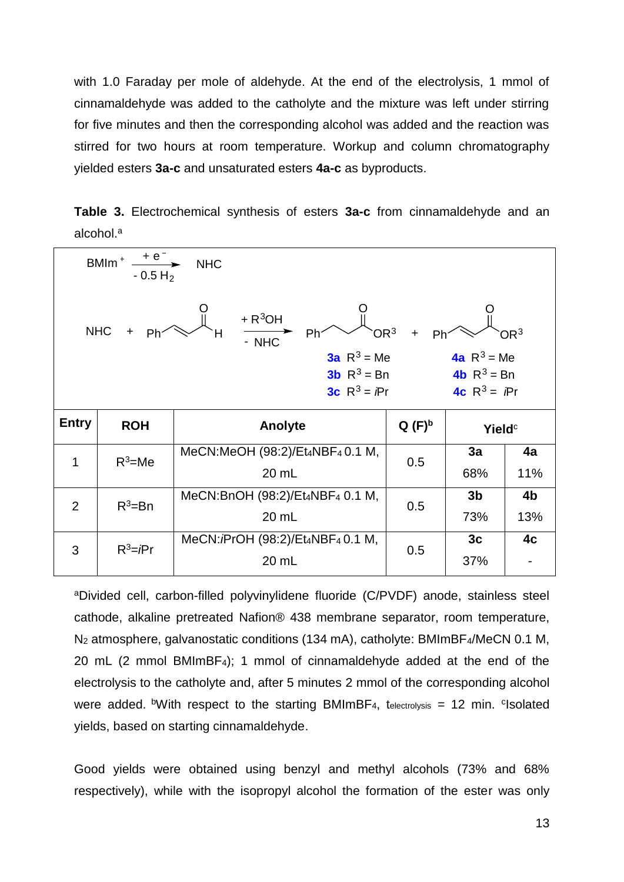with 1.0 Faraday per mole of aldehyde. At the end of the electrolysis, 1 mmol of cinnamaldehyde was added to the catholyte and the mixture was left under stirring for five minutes and then the corresponding alcohol was added and the reaction was stirred for two hours at room temperature. Workup and column chromatography yielded esters **3a-c** and unsaturated esters **4a-c** as byproducts.

**Table 3.** Electrochemical synthesis of esters **3a-c** from cinnamaldehyde and an alcohol.[a]

$$BMIm^+ \xrightarrow[-\,0.5\,H_2]{+\,e^-} NHC$$

$$NHC + PhCH{=}CHCHO \xrightarrow[-\,NHC]{+\,R^3OH} PhCH_2CH_2C(O)OR^3 + PhCH{=}CHC(O)OR^3$$

**3a** $R^3$ = Me; **3b** $R^3$ = Bn; **3c** $R^3$ = *i*Pr; **4a** $R^3$ = Me; **4b** $R^3$ = Bn; **4c** $R^3$ = *i*Pr

| Entry | ROH | Anolyte | Q (F)[b] | Yield[c] | |
|---|---|---|---|---|---|
| | | | | **3** | **4** |
| 1 | $R^3$=Me | MeCN:MeOH (98:2)/$Et_4NBF_4$ 0.1 M, 20 mL | 0.5 | **3a** 68% | **4a** 11% |
| 2 | $R^3$=Bn | MeCN:BnOH (98:2)/$Et_4NBF_4$ 0.1 M, 20 mL | 0.5 | **3b** 73% | **4b** 13% |
| 3 | $R^3$=*i*Pr | MeCN:*i*PrOH (98:2)/$Et_4NBF_4$ 0.1 M, 20 mL | 0.5 | **3c** 37% | **4c** - |

[a]Divided cell, carbon-filled polyvinylidene fluoride (C/PVDF) anode, stainless steel cathode, alkaline pretreated Nafion® 438 membrane separator, room temperature, $N_2$ atmosphere, galvanostatic conditions (134 mA), catholyte: $BMImBF_4$/MeCN 0.1 M, 20 mL (2 mmol $BMImBF_4$); 1 mmol of cinnamaldehyde added at the end of the electrolysis to the catholyte and, after 5 minutes 2 mmol of the corresponding alcohol were added. [b]With respect to the starting $BMImBF_4$, $t_{electrolysis}$ = 12 min. [c]Isolated yields, based on starting cinnamaldehyde.

Good yields were obtained using benzyl and methyl alcohols (73% and 68% respectively), while with the isopropyl alcohol the formation of the ester was only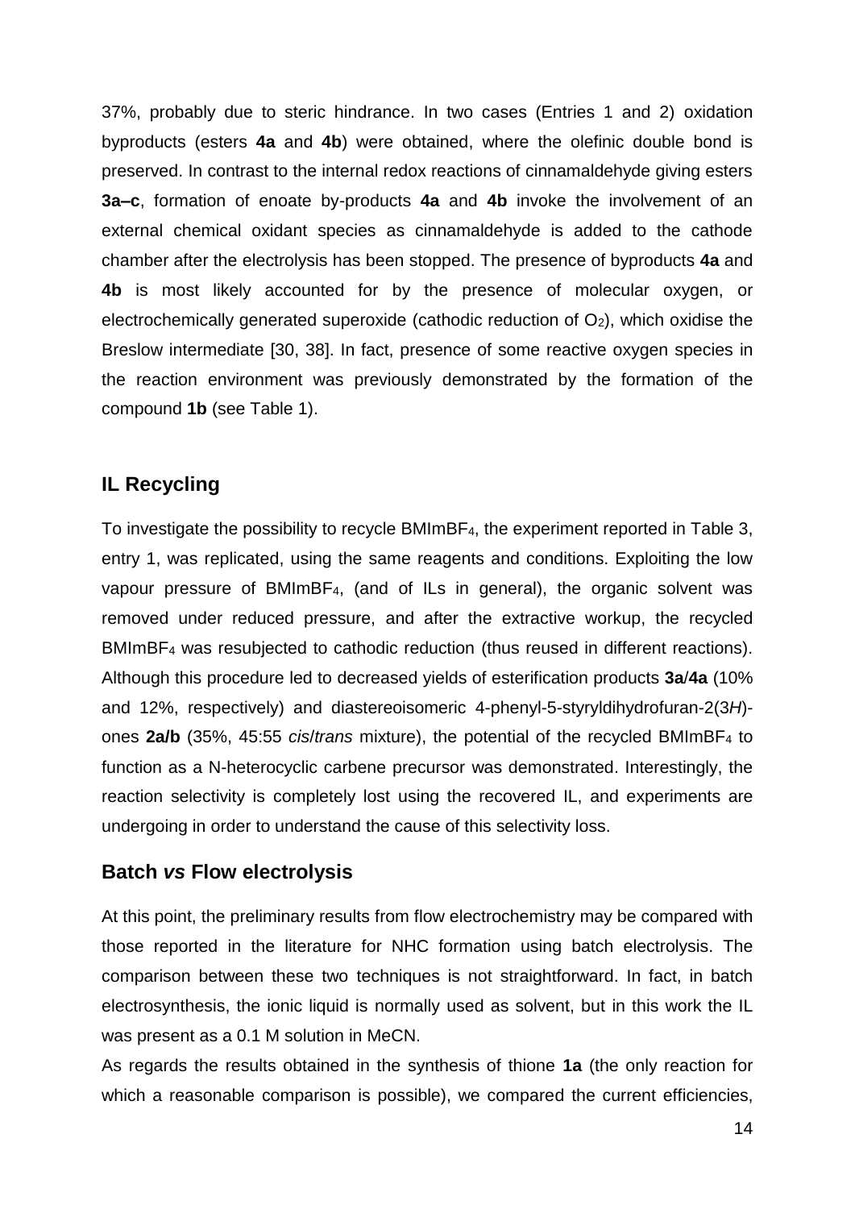37%, probably due to steric hindrance. In two cases (Entries 1 and 2) oxidation byproducts (esters **4a** and **4b**) were obtained, where the olefinic double bond is preserved. In contrast to the internal redox reactions of cinnamaldehyde giving esters **3a–c**, formation of enoate by-products **4a** and **4b** invoke the involvement of an external chemical oxidant species as cinnamaldehyde is added to the cathode chamber after the electrolysis has been stopped. The presence of byproducts **4a** and **4b** is most likely accounted for by the presence of molecular oxygen, or electrochemically generated superoxide (cathodic reduction of $O_2$), which oxidise the Breslow intermediate [30, 38]. In fact, presence of some reactive oxygen species in the reaction environment was previously demonstrated by the formation of the compound **1b** (see Table 1).

## IL Recycling

To investigate the possibility to recycle $BMImBF_4$, the experiment reported in Table 3, entry 1, was replicated, using the same reagents and conditions. Exploiting the low vapour pressure of $BMImBF_4$, (and of ILs in general), the organic solvent was removed under reduced pressure, and after the extractive workup, the recycled $BMImBF_4$ was resubjected to cathodic reduction (thus reused in different reactions). Although this procedure led to decreased yields of esterification products **3a**/**4a** (10% and 12%, respectively) and diastereoisomeric 4-phenyl-5-styryldihydrofuran-2(3*H*)-ones **2a/b** (35%, 45:55 *cis*/*trans* mixture), the potential of the recycled $BMImBF_4$ to function as a N-heterocyclic carbene precursor was demonstrated. Interestingly, the reaction selectivity is completely lost using the recovered IL, and experiments are undergoing in order to understand the cause of this selectivity loss.

## Batch *vs* Flow electrolysis

At this point, the preliminary results from flow electrochemistry may be compared with those reported in the literature for NHC formation using batch electrolysis. The comparison between these two techniques is not straightforward. In fact, in batch electrosynthesis, the ionic liquid is normally used as solvent, but in this work the IL was present as a 0.1 M solution in MeCN.

As regards the results obtained in the synthesis of thione **1a** (the only reaction for which a reasonable comparison is possible), we compared the current efficiencies,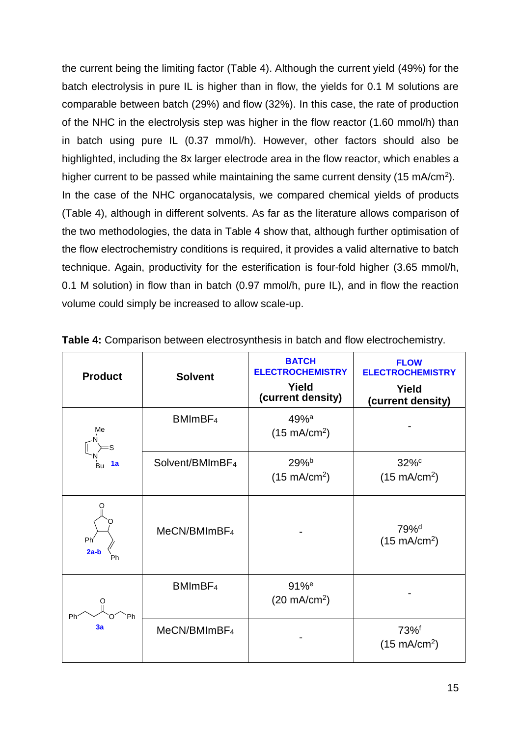the current being the limiting factor (Table 4). Although the current yield (49%) for the batch electrolysis in pure IL is higher than in flow, the yields for 0.1 M solutions are comparable between batch (29%) and flow (32%). In this case, the rate of production of the NHC in the electrolysis step was higher in the flow reactor (1.60 mmol/h) than in batch using pure IL (0.37 mmol/h). However, other factors should also be highlighted, including the 8x larger electrode area in the flow reactor, which enables a higher current to be passed while maintaining the same current density (15 mA/cm$^2$). In the case of the NHC organocatalysis, we compared chemical yields of products (Table 4), although in different solvents. As far as the literature allows comparison of the two methodologies, the data in Table 4 show that, although further optimisation of the flow electrochemistry conditions is required, it provides a valid alternative to batch technique. Again, productivity for the esterification is four-fold higher (3.65 mmol/h, 0.1 M solution) in flow than in batch (0.97 mmol/h, pure IL), and in flow the reaction volume could simply be increased to allow scale-up.

**Table 4:** Comparison between electrosynthesis in batch and flow electrochemistry.

| Product | Solvent | BATCH ELECTROCHEMISTRY Yield (current density) | FLOW ELECTROCHEMISTRY Yield (current density) |
|---|---|---|---|
| 1a | $BMImBF_4$ | 49%[a] (15 mA/cm$^2$) | - |
| | Solvent/$BMImBF_4$ | 29%[b] (15 mA/cm$^2$) | 32%[c] (15 mA/cm$^2$) |
| 2a-b | MeCN/$BMImBF_4$ | - | 79%[d] (15 mA/cm$^2$) |
| 3a | $BMImBF_4$ | 91%[e] (20 mA/cm$^2$) | - |
| | MeCN/$BMImBF_4$ | - | 73%[f] (15 mA/cm$^2$) |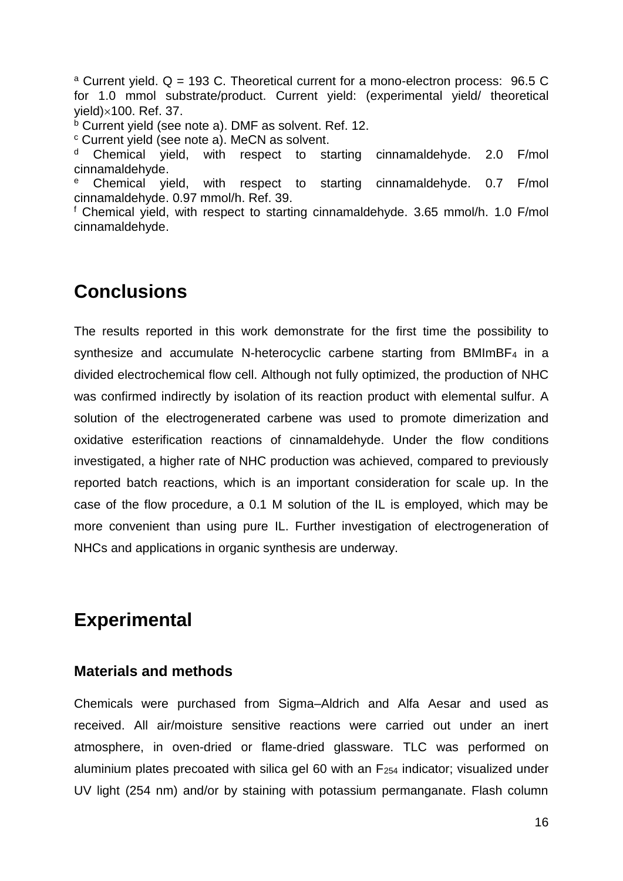[a] Current yield. Q = 193 C. Theoretical current for a mono-electron process: 96.5 C for 1.0 mmol substrate/product. Current yield: (experimental yield/ theoretical yield)$\times$100. Ref. 37.

[b] Current yield (see note a). DMF as solvent. Ref. 12.

[c] Current yield (see note a). MeCN as solvent.

[d] Chemical yield, with respect to starting cinnamaldehyde. 2.0 F/mol cinnamaldehyde.

[e] Chemical yield, with respect to starting cinnamaldehyde. 0.7 F/mol cinnamaldehyde. 0.97 mmol/h. Ref. 39.

[f] Chemical yield, with respect to starting cinnamaldehyde. 3.65 mmol/h. 1.0 F/mol cinnamaldehyde.

## Conclusions

The results reported in this work demonstrate for the first time the possibility to synthesize and accumulate N-heterocyclic carbene starting from $BMImBF_4$ in a divided electrochemical flow cell. Although not fully optimized, the production of NHC was confirmed indirectly by isolation of its reaction product with elemental sulfur. A solution of the electrogenerated carbene was used to promote dimerization and oxidative esterification reactions of cinnamaldehyde. Under the flow conditions investigated, a higher rate of NHC production was achieved, compared to previously reported batch reactions, which is an important consideration for scale up. In the case of the flow procedure, a 0.1 M solution of the IL is employed, which may be more convenient than using pure IL. Further investigation of electrogeneration of NHCs and applications in organic synthesis are underway.

## Experimental

### Materials and methods

Chemicals were purchased from Sigma–Aldrich and Alfa Aesar and used as received. All air/moisture sensitive reactions were carried out under an inert atmosphere, in oven-dried or flame-dried glassware. TLC was performed on aluminium plates precoated with silica gel 60 with an $F_{254}$ indicator; visualized under UV light (254 nm) and/or by staining with potassium permanganate. Flash column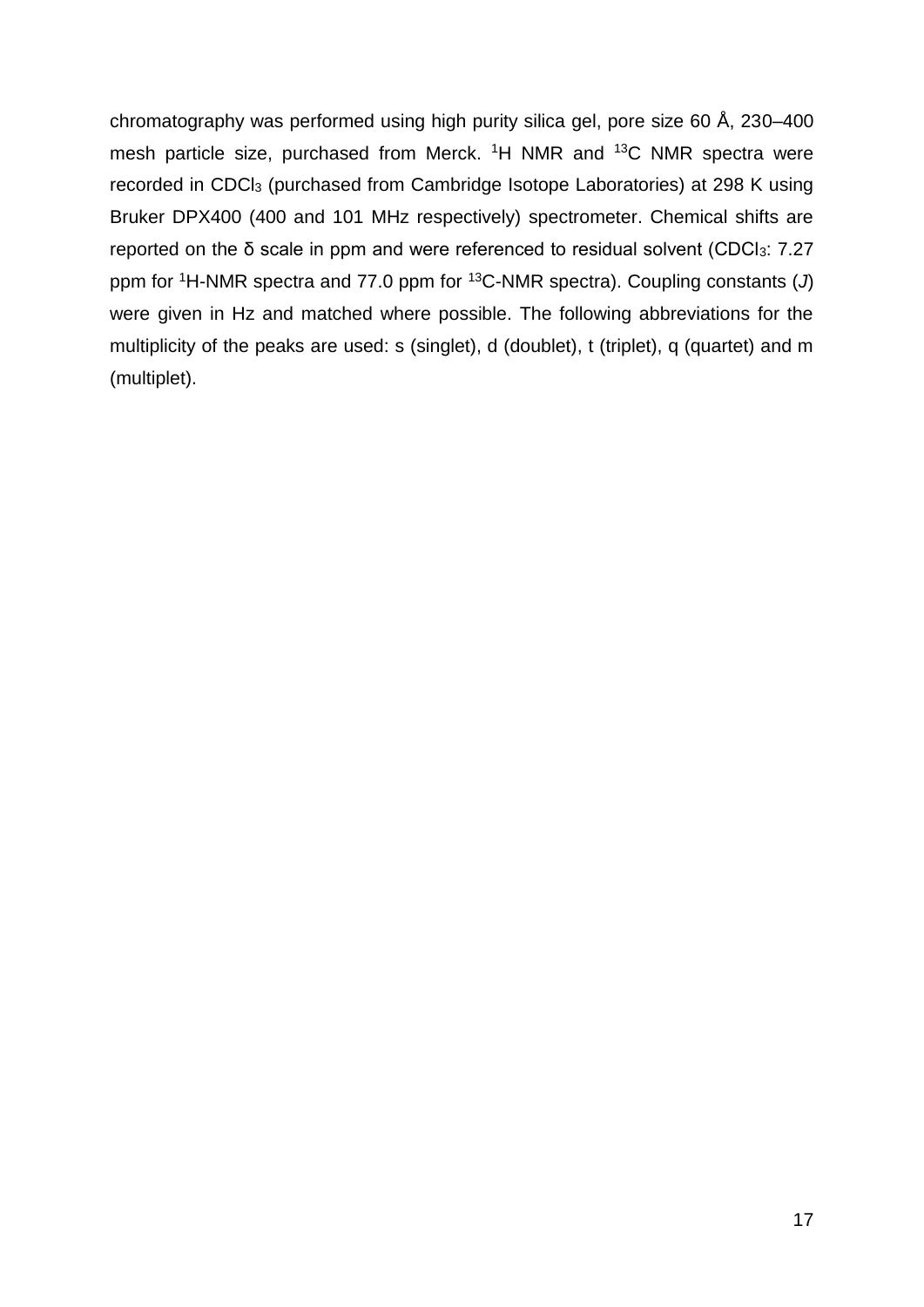chromatography was performed using high purity silica gel, pore size 60 Å, 230–400 mesh particle size, purchased from Merck. $^{1}H$ NMR and $^{13}C$ NMR spectra were recorded in $CDCl_3$ (purchased from Cambridge Isotope Laboratories) at 298 K using Bruker DPX400 (400 and 101 MHz respectively) spectrometer. Chemical shifts are reported on the δ scale in ppm and were referenced to residual solvent ($CDCl_3$: 7.27 ppm for $^{1}H$-NMR spectra and 77.0 ppm for $^{13}C$-NMR spectra). Coupling constants ($J$) were given in Hz and matched where possible. The following abbreviations for the multiplicity of the peaks are used: s (singlet), d (doublet), t (triplet), q (quartet) and m (multiplet).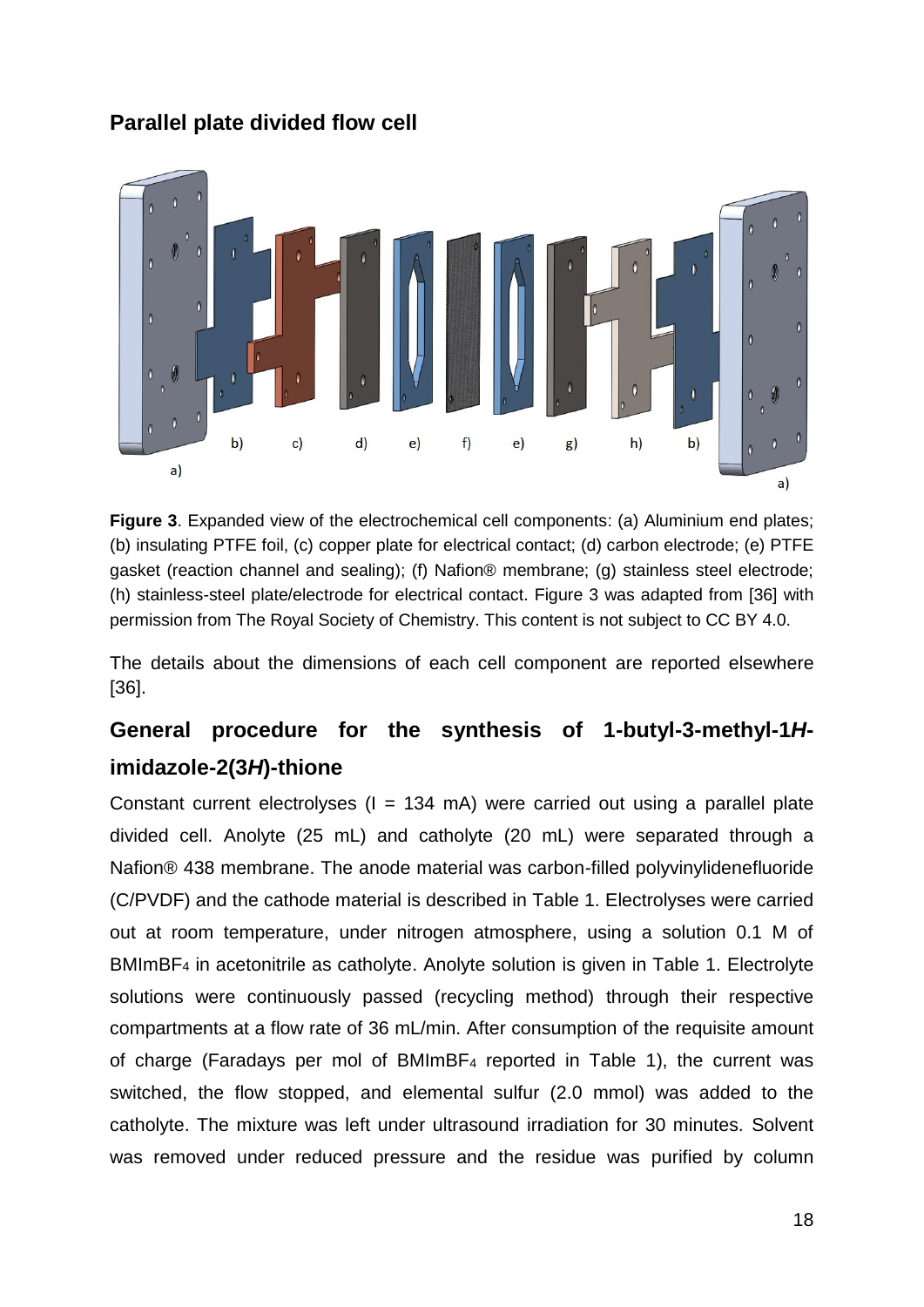## Parallel plate divided flow cell

**Figure 3**. Expanded view of the electrochemical cell components: (a) Aluminium end plates; (b) insulating PTFE foil, (c) copper plate for electrical contact; (d) carbon electrode; (e) PTFE gasket (reaction channel and sealing); (f) Nafion® membrane; (g) stainless steel electrode; (h) stainless-steel plate/electrode for electrical contact. Figure 3 was adapted from [36] with permission from The Royal Society of Chemistry. This content is not subject to CC BY 4.0.

The details about the dimensions of each cell component are reported elsewhere [36].

## General procedure for the synthesis of 1-butyl-3-methyl-1*H*-imidazole-2(3*H*)-thione

Constant current electrolyses (I = 134 mA) were carried out using a parallel plate divided cell. Anolyte (25 mL) and catholyte (20 mL) were separated through a Nafion® 438 membrane. The anode material was carbon-filled polyvinylidenefluoride (C/PVDF) and the cathode material is described in Table 1. Electrolyses were carried out at room temperature, under nitrogen atmosphere, using a solution 0.1 M of $BMImBF_4$ in acetonitrile as catholyte. Anolyte solution is given in Table 1. Electrolyte solutions were continuously passed (recycling method) through their respective compartments at a flow rate of 36 mL/min. After consumption of the requisite amount of charge (Faradays per mol of $BMImBF_4$ reported in Table 1), the current was switched, the flow stopped, and elemental sulfur (2.0 mmol) was added to the catholyte. The mixture was left under ultrasound irradiation for 30 minutes. Solvent was removed under reduced pressure and the residue was purified by column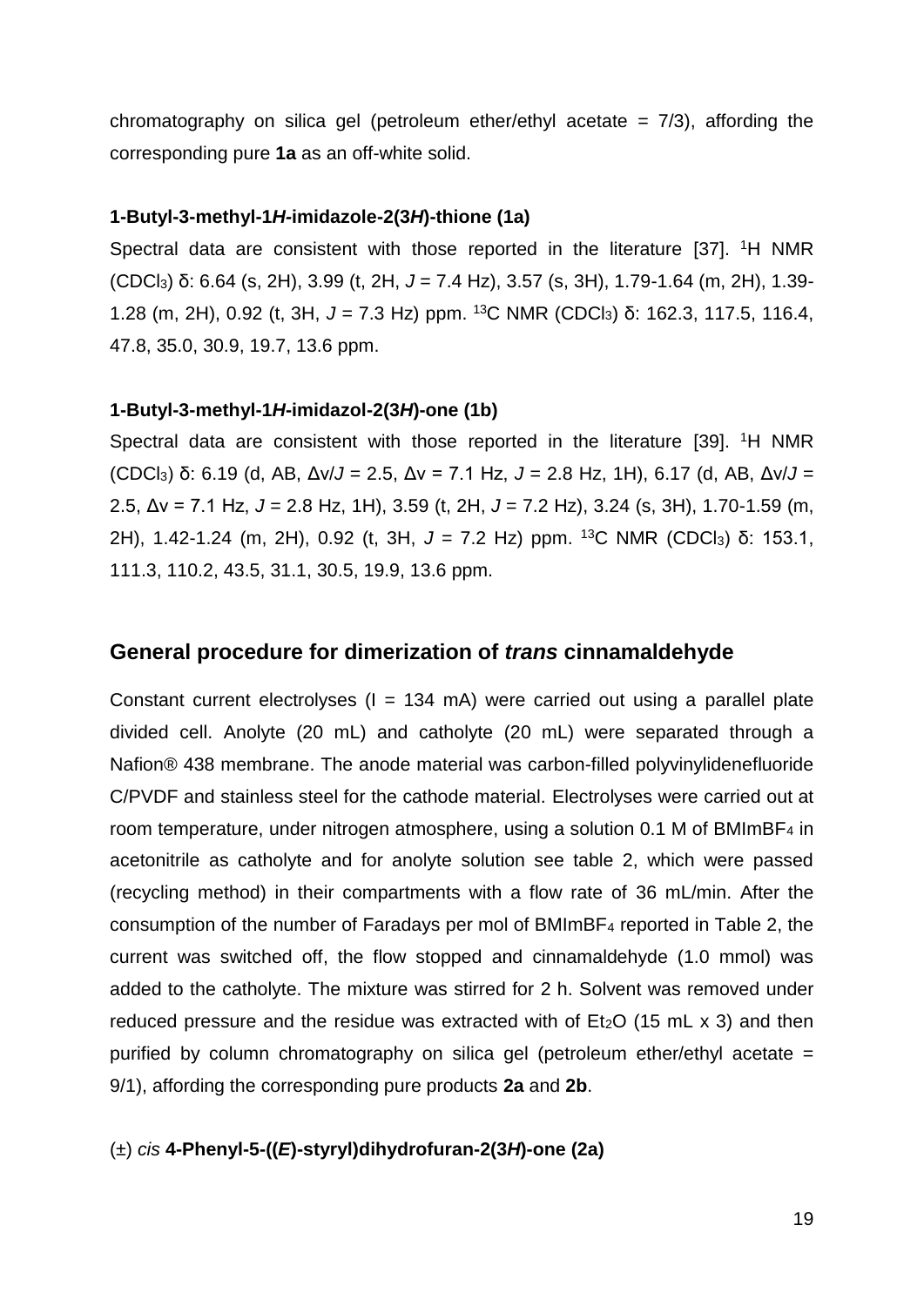chromatography on silica gel (petroleum ether/ethyl acetate = 7/3), affording the corresponding pure **1a** as an off-white solid.

#### 1-Butyl-3-methyl-1*H*-imidazole-2(3*H*)-thione (1a)

Spectral data are consistent with those reported in the literature [37]. $^{1}$H NMR ($CDCl_3$) δ: 6.64 (s, 2H), 3.99 (t, 2H, *J* = 7.4 Hz), 3.57 (s, 3H), 1.79-1.64 (m, 2H), 1.39-1.28 (m, 2H), 0.92 (t, 3H, *J* = 7.3 Hz) ppm. $^{13}$C NMR ($CDCl_3$) δ: 162.3, 117.5, 116.4, 47.8, 35.0, 30.9, 19.7, 13.6 ppm.

#### 1-Butyl-3-methyl-1*H*-imidazol-2(3*H*)-one (1b)

Spectral data are consistent with those reported in the literature [39]. $^{1}$H NMR ($CDCl_3$) δ: 6.19 (d, AB, $\Delta\nu/J$ = 2.5, $\Delta\nu$ = 7.1 Hz, *J* = 2.8 Hz, 1H), 6.17 (d, AB, $\Delta\nu/J$ = 2.5, $\Delta\nu$ = 7.1 Hz, *J* = 2.8 Hz, 1H), 3.59 (t, 2H, *J* = 7.2 Hz), 3.24 (s, 3H), 1.70-1.59 (m, 2H), 1.42-1.24 (m, 2H), 0.92 (t, 3H, *J* = 7.2 Hz) ppm. $^{13}$C NMR ($CDCl_3$) δ: 153.1, 111.3, 110.2, 43.5, 31.1, 30.5, 19.9, 13.6 ppm.

## General procedure for dimerization of *trans* cinnamaldehyde

Constant current electrolyses (I = 134 mA) were carried out using a parallel plate divided cell. Anolyte (20 mL) and catholyte (20 mL) were separated through a Nafion® 438 membrane. The anode material was carbon-filled polyvinylidenefluoride C/PVDF and stainless steel for the cathode material. Electrolyses were carried out at room temperature, under nitrogen atmosphere, using a solution 0.1 M of $BMImBF_4$ in acetonitrile as catholyte and for anolyte solution see table 2, which were passed (recycling method) in their compartments with a flow rate of 36 mL/min. After the consumption of the number of Faradays per mol of $BMImBF_4$ reported in Table 2, the current was switched off, the flow stopped and cinnamaldehyde (1.0 mmol) was added to the catholyte. The mixture was stirred for 2 h. Solvent was removed under reduced pressure and the residue was extracted with of $Et_2O$ (15 mL x 3) and then purified by column chromatography on silica gel (petroleum ether/ethyl acetate = 9/1), affording the corresponding pure products **2a** and **2b**.

#### (±) *cis* 4-Phenyl-5-((*E*)-styryl)dihydrofuran-2(3*H*)-one (2a)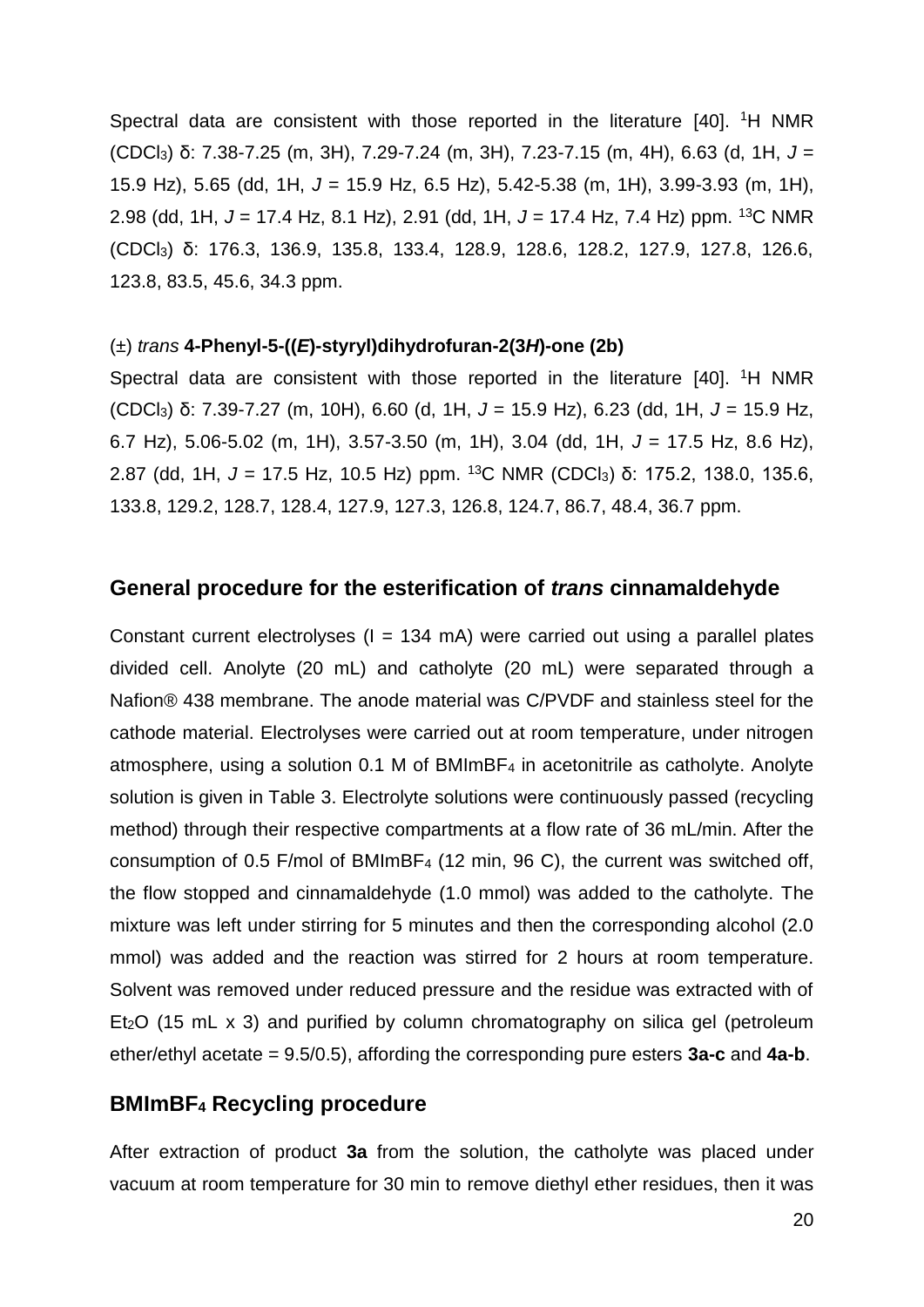Spectral data are consistent with those reported in the literature [40]. $^1$H NMR ($CDCl_3$) δ: 7.38-7.25 (m, 3H), 7.29-7.24 (m, 3H), 7.23-7.15 (m, 4H), 6.63 (d, 1H, *J* = 15.9 Hz), 5.65 (dd, 1H, *J* = 15.9 Hz, 6.5 Hz), 5.42-5.38 (m, 1H), 3.99-3.93 (m, 1H), 2.98 (dd, 1H, *J* = 17.4 Hz, 8.1 Hz), 2.91 (dd, 1H, *J* = 17.4 Hz, 7.4 Hz) ppm. $^{13}$C NMR ($CDCl_3$) δ: 176.3, 136.9, 135.8, 133.4, 128.9, 128.6, 128.2, 127.9, 127.8, 126.6, 123.8, 83.5, 45.6, 34.3 ppm.

(±) *trans* **4-Phenyl-5-((*E*)-styryl)dihydrofuran-2(3*H*)-one (2b)**

Spectral data are consistent with those reported in the literature [40]. $^1$H NMR ($CDCl_3$) δ: 7.39-7.27 (m, 10H), 6.60 (d, 1H, *J* = 15.9 Hz), 6.23 (dd, 1H, *J* = 15.9 Hz, 6.7 Hz), 5.06-5.02 (m, 1H), 3.57-3.50 (m, 1H), 3.04 (dd, 1H, *J* = 17.5 Hz, 8.6 Hz), 2.87 (dd, 1H, *J* = 17.5 Hz, 10.5 Hz) ppm. $^{13}$C NMR ($CDCl_3$) δ: 175.2, 138.0, 135.6, 133.8, 129.2, 128.7, 128.4, 127.9, 127.3, 126.8, 124.7, 86.7, 48.4, 36.7 ppm.

## General procedure for the esterification of *trans* cinnamaldehyde

Constant current electrolyses (I = 134 mA) were carried out using a parallel plates divided cell. Anolyte (20 mL) and catholyte (20 mL) were separated through a Nafion® 438 membrane. The anode material was C/PVDF and stainless steel for the cathode material. Electrolyses were carried out at room temperature, under nitrogen atmosphere, using a solution 0.1 M of $BMImBF_4$ in acetonitrile as catholyte. Anolyte solution is given in Table 3. Electrolyte solutions were continuously passed (recycling method) through their respective compartments at a flow rate of 36 mL/min. After the consumption of 0.5 F/mol of $BMImBF_4$ (12 min, 96 C), the current was switched off, the flow stopped and cinnamaldehyde (1.0 mmol) was added to the catholyte. The mixture was left under stirring for 5 minutes and then the corresponding alcohol (2.0 mmol) was added and the reaction was stirred for 2 hours at room temperature. Solvent was removed under reduced pressure and the residue was extracted with of $Et_2O$ (15 mL x 3) and purified by column chromatography on silica gel (petroleum ether/ethyl acetate = 9.5/0.5), affording the corresponding pure esters **3a-c** and **4a-b**.

## $BMImBF_4$ Recycling procedure

After extraction of product **3a** from the solution, the catholyte was placed under vacuum at room temperature for 30 min to remove diethyl ether residues, then it was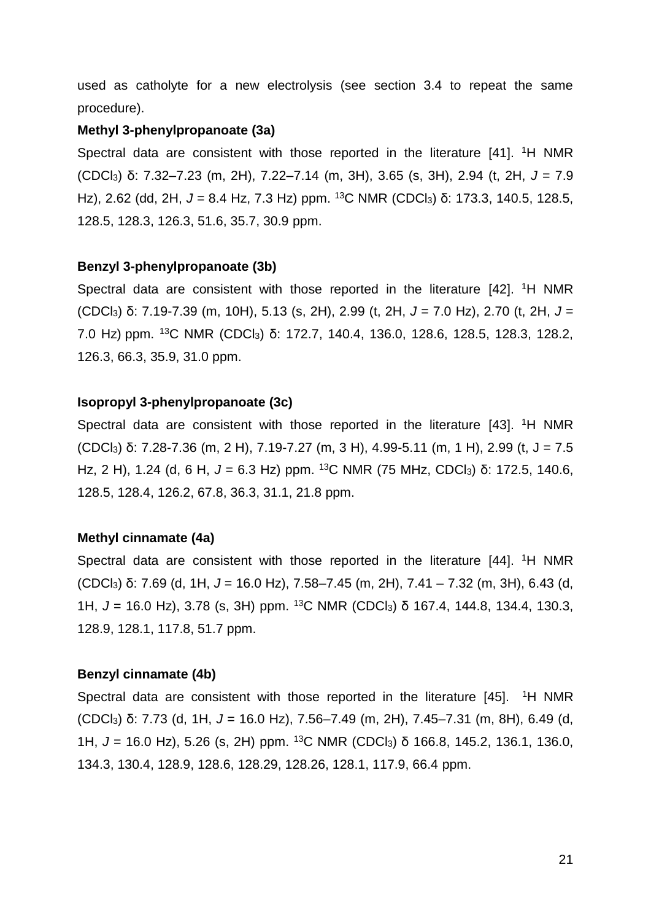used as catholyte for a new electrolysis (see section 3.4 to repeat the same procedure).

**Methyl 3-phenylpropanoate (3a)**

Spectral data are consistent with those reported in the literature [41]. $^{1}$H NMR ($CDCl_3$) δ: 7.32–7.23 (m, 2H), 7.22–7.14 (m, 3H), 3.65 (s, 3H), 2.94 (t, 2H, *J* = 7.9 Hz), 2.62 (dd, 2H, *J* = 8.4 Hz, 7.3 Hz) ppm. $^{13}$C NMR ($CDCl_3$) δ: 173.3, 140.5, 128.5, 128.5, 128.3, 126.3, 51.6, 35.7, 30.9 ppm.

**Benzyl 3-phenylpropanoate (3b)**

Spectral data are consistent with those reported in the literature [42]. $^{1}$H NMR ($CDCl_3$) δ: 7.19-7.39 (m, 10H), 5.13 (s, 2H), 2.99 (t, 2H, *J* = 7.0 Hz), 2.70 (t, 2H, *J* = 7.0 Hz) ppm. $^{13}$C NMR ($CDCl_3$) δ: 172.7, 140.4, 136.0, 128.6, 128.5, 128.3, 128.2, 126.3, 66.3, 35.9, 31.0 ppm.

**Isopropyl 3-phenylpropanoate (3c)**

Spectral data are consistent with those reported in the literature [43]. $^{1}$H NMR ($CDCl_3$) δ: 7.28-7.36 (m, 2 H), 7.19-7.27 (m, 3 H), 4.99-5.11 (m, 1 H), 2.99 (t, J = 7.5 Hz, 2 H), 1.24 (d, 6 H, *J* = 6.3 Hz) ppm. $^{13}$C NMR (75 MHz, $CDCl_3$) δ: 172.5, 140.6, 128.5, 128.4, 126.2, 67.8, 36.3, 31.1, 21.8 ppm.

**Methyl cinnamate (4a)**

Spectral data are consistent with those reported in the literature [44]. $^{1}$H NMR ($CDCl_3$) δ: 7.69 (d, 1H, *J* = 16.0 Hz), 7.58–7.45 (m, 2H), 7.41 – 7.32 (m, 3H), 6.43 (d, 1H, *J* = 16.0 Hz), 3.78 (s, 3H) ppm. $^{13}$C NMR ($CDCl_3$) δ 167.4, 144.8, 134.4, 130.3, 128.9, 128.1, 117.8, 51.7 ppm.

**Benzyl cinnamate (4b)**

Spectral data are consistent with those reported in the literature [45]. $^{1}$H NMR ($CDCl_3$) δ: 7.73 (d, 1H, *J* = 16.0 Hz), 7.56–7.49 (m, 2H), 7.45–7.31 (m, 8H), 6.49 (d, 1H, *J* = 16.0 Hz), 5.26 (s, 2H) ppm. $^{13}$C NMR ($CDCl_3$) δ 166.8, 145.2, 136.1, 136.0, 134.3, 130.4, 128.9, 128.6, 128.29, 128.26, 128.1, 117.9, 66.4 ppm.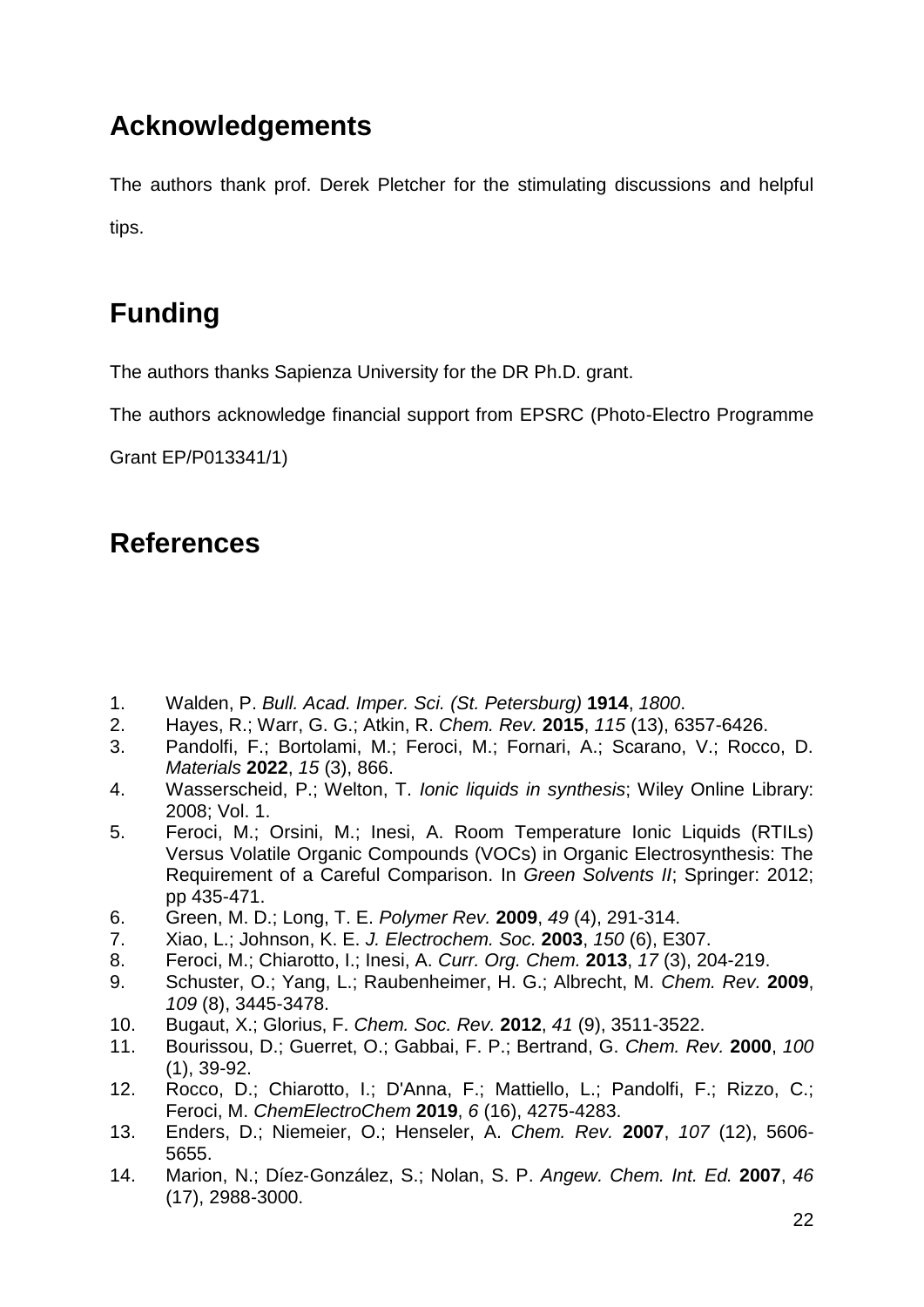## Acknowledgements

The authors thank prof. Derek Pletcher for the stimulating discussions and helpful tips.

## Funding

The authors thanks Sapienza University for the DR Ph.D. grant.

The authors acknowledge financial support from EPSRC (Photo-Electro Programme Grant EP/P013341/1)

## References

1. Walden, P. *Bull. Acad. Imper. Sci. (St. Petersburg)* **1914**, *1800*.
2. Hayes, R.; Warr, G. G.; Atkin, R. *Chem. Rev.* **2015**, *115* (13), 6357-6426.
3. Pandolfi, F.; Bortolami, M.; Feroci, M.; Fornari, A.; Scarano, V.; Rocco, D. *Materials* **2022**, *15* (3), 866.
4. Wasserscheid, P.; Welton, T. *Ionic liquids in synthesis*; Wiley Online Library: 2008; Vol. 1.
5. Feroci, M.; Orsini, M.; Inesi, A. Room Temperature Ionic Liquids (RTILs) Versus Volatile Organic Compounds (VOCs) in Organic Electrosynthesis: The Requirement of a Careful Comparison. In *Green Solvents II*; Springer: 2012; pp 435-471.
6. Green, M. D.; Long, T. E. *Polymer Rev.* **2009**, *49* (4), 291-314.
7. Xiao, L.; Johnson, K. E. *J. Electrochem. Soc.* **2003**, *150* (6), E307.
8. Feroci, M.; Chiarotto, I.; Inesi, A. *Curr. Org. Chem.* **2013**, *17* (3), 204-219.
9. Schuster, O.; Yang, L.; Raubenheimer, H. G.; Albrecht, M. *Chem. Rev.* **2009**, *109* (8), 3445-3478.
10. Bugaut, X.; Glorius, F. *Chem. Soc. Rev.* **2012**, *41* (9), 3511-3522.
11. Bourissou, D.; Guerret, O.; Gabbai, F. P.; Bertrand, G. *Chem. Rev.* **2000**, *100* (1), 39-92.
12. Rocco, D.; Chiarotto, I.; D'Anna, F.; Mattiello, L.; Pandolfi, F.; Rizzo, C.; Feroci, M. *ChemElectroChem* **2019**, *6* (16), 4275-4283.
13. Enders, D.; Niemeier, O.; Henseler, A. *Chem. Rev.* **2007**, *107* (12), 5606-5655.
14. Marion, N.; Díez-González, S.; Nolan, S. P. *Angew. Chem. Int. Ed.* **2007**, *46* (17), 2988-3000.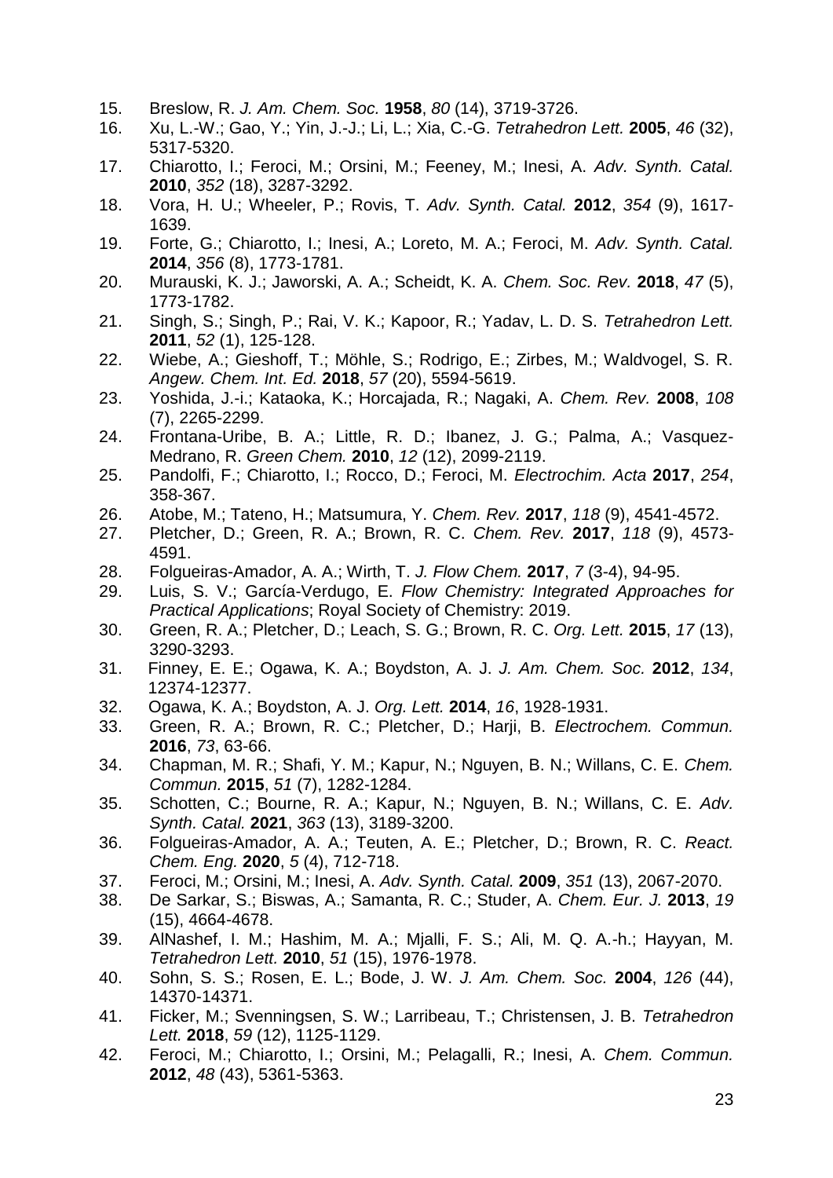15. Breslow, R. *J. Am. Chem. Soc.* **1958**, *80* (14), 3719-3726.
16. Xu, L.-W.; Gao, Y.; Yin, J.-J.; Li, L.; Xia, C.-G. *Tetrahedron Lett.* **2005**, *46* (32), 5317-5320.
17. Chiarotto, I.; Feroci, M.; Orsini, M.; Feeney, M.; Inesi, A. *Adv. Synth. Catal.* **2010**, *352* (18), 3287-3292.
18. Vora, H. U.; Wheeler, P.; Rovis, T. *Adv. Synth. Catal.* **2012**, *354* (9), 1617-1639.
19. Forte, G.; Chiarotto, I.; Inesi, A.; Loreto, M. A.; Feroci, M. *Adv. Synth. Catal.* **2014**, *356* (8), 1773-1781.
20. Murauski, K. J.; Jaworski, A. A.; Scheidt, K. A. *Chem. Soc. Rev.* **2018**, *47* (5), 1773-1782.
21. Singh, S.; Singh, P.; Rai, V. K.; Kapoor, R.; Yadav, L. D. S. *Tetrahedron Lett.* **2011**, *52* (1), 125-128.
22. Wiebe, A.; Gieshoff, T.; Möhle, S.; Rodrigo, E.; Zirbes, M.; Waldvogel, S. R. *Angew. Chem. Int. Ed.* **2018**, *57* (20), 5594-5619.
23. Yoshida, J.-i.; Kataoka, K.; Horcajada, R.; Nagaki, A. *Chem. Rev.* **2008**, *108* (7), 2265-2299.
24. Frontana-Uribe, B. A.; Little, R. D.; Ibanez, J. G.; Palma, A.; Vasquez-Medrano, R. *Green Chem.* **2010**, *12* (12), 2099-2119.
25. Pandolfi, F.; Chiarotto, I.; Rocco, D.; Feroci, M. *Electrochim. Acta* **2017**, *254*, 358-367.
26. Atobe, M.; Tateno, H.; Matsumura, Y. *Chem. Rev.* **2017**, *118* (9), 4541-4572.
27. Pletcher, D.; Green, R. A.; Brown, R. C. *Chem. Rev.* **2017**, *118* (9), 4573-4591.
28. Folgueiras-Amador, A. A.; Wirth, T. *J. Flow Chem.* **2017**, *7* (3-4), 94-95.
29. Luis, S. V.; García-Verdugo, E. *Flow Chemistry: Integrated Approaches for Practical Applications*; Royal Society of Chemistry: 2019.
30. Green, R. A.; Pletcher, D.; Leach, S. G.; Brown, R. C. *Org. Lett.* **2015**, *17* (13), 3290-3293.
31. Finney, E. E.; Ogawa, K. A.; Boydston, A. J. *J. Am. Chem. Soc.* **2012**, *134*, 12374-12377.
32. Ogawa, K. A.; Boydston, A. J. *Org. Lett.* **2014**, *16*, 1928-1931.
33. Green, R. A.; Brown, R. C.; Pletcher, D.; Harji, B. *Electrochem. Commun.* **2016**, *73*, 63-66.
34. Chapman, M. R.; Shafi, Y. M.; Kapur, N.; Nguyen, B. N.; Willans, C. E. *Chem. Commun.* **2015**, *51* (7), 1282-1284.
35. Schotten, C.; Bourne, R. A.; Kapur, N.; Nguyen, B. N.; Willans, C. E. *Adv. Synth. Catal.* **2021**, *363* (13), 3189-3200.
36. Folgueiras-Amador, A. A.; Teuten, A. E.; Pletcher, D.; Brown, R. C. *React. Chem. Eng.* **2020**, *5* (4), 712-718.
37. Feroci, M.; Orsini, M.; Inesi, A. *Adv. Synth. Catal.* **2009**, *351* (13), 2067-2070.
38. De Sarkar, S.; Biswas, A.; Samanta, R. C.; Studer, A. *Chem. Eur. J.* **2013**, *19* (15), 4664-4678.
39. AlNashef, I. M.; Hashim, M. A.; Mjalli, F. S.; Ali, M. Q. A.-h.; Hayyan, M. *Tetrahedron Lett.* **2010**, *51* (15), 1976-1978.
40. Sohn, S. S.; Rosen, E. L.; Bode, J. W. *J. Am. Chem. Soc.* **2004**, *126* (44), 14370-14371.
41. Ficker, M.; Svenningsen, S. W.; Larribeau, T.; Christensen, J. B. *Tetrahedron Lett.* **2018**, *59* (12), 1125-1129.
42. Feroci, M.; Chiarotto, I.; Orsini, M.; Pelagalli, R.; Inesi, A. *Chem. Commun.* **2012**, *48* (43), 5361-5363.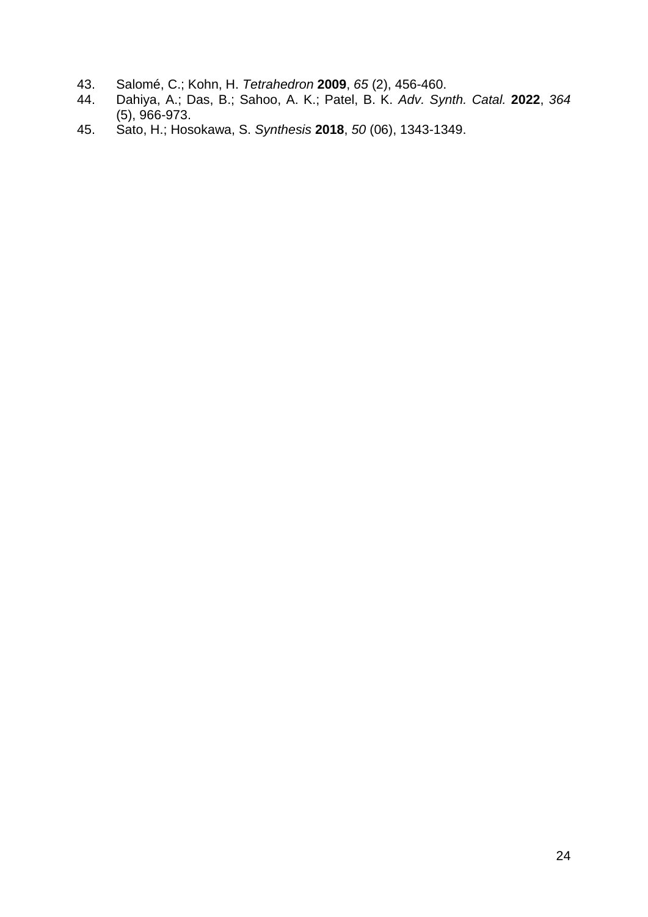43. Salomé, C.; Kohn, H. *Tetrahedron* **2009**, *65* (2), 456-460.
44. Dahiya, A.; Das, B.; Sahoo, A. K.; Patel, B. K. *Adv. Synth. Catal.* **2022**, *364* (5), 966-973.
45. Sato, H.; Hosokawa, S. *Synthesis* **2018**, *50* (06), 1343-1349.